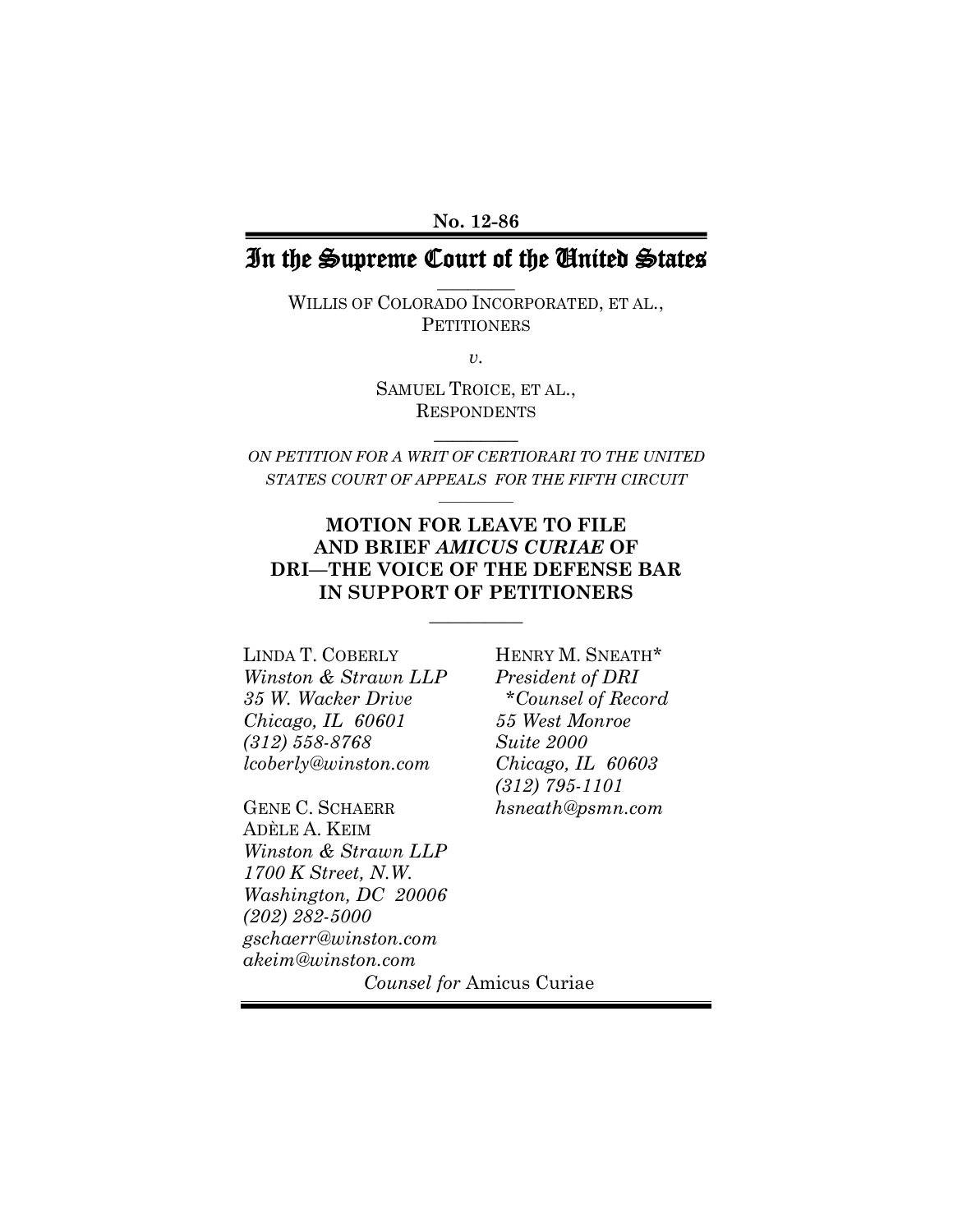**No. 12-86**

# In the Supreme Court of the United States

WILLIS OF COLORADO INCORPORATED, ET AL.,
PETITIONERS

*v.*

SAMUEL TROICE, ET AL.,
RESPONDENTS

*ON PETITION FOR A WRIT OF CERTIORARI TO THE UNITED STATES COURT OF APPEALS FOR THE FIFTH CIRCUIT*

## MOTION FOR LEAVE TO FILE AND BRIEF *AMICUS CURIAE* OF DRI—THE VOICE OF THE DEFENSE BAR IN SUPPORT OF PETITIONERS

LINDA T. COBERLY
*Winston & Strawn LLP*
*35 W. Wacker Drive*
*Chicago, IL 60601*
*(312) 558-8768*
*lcoberly@winston.com*

GENE C. SCHAERR
ADÈLE A. KEIM
*Winston & Strawn LLP*
*1700 K Street, N.W.*
*Washington, DC 20006*
*(202) 282-5000*
*gschaerr@winston.com*
*akeim@winston.com*

HENRY M. SNEATH*
*President of DRI*
*\*Counsel of Record*
*55 West Monroe*
*Suite 2000*
*Chicago, IL 60603*
*(312) 795-1101*
*hsneath@psmn.com*

*Counsel for* Amicus Curiae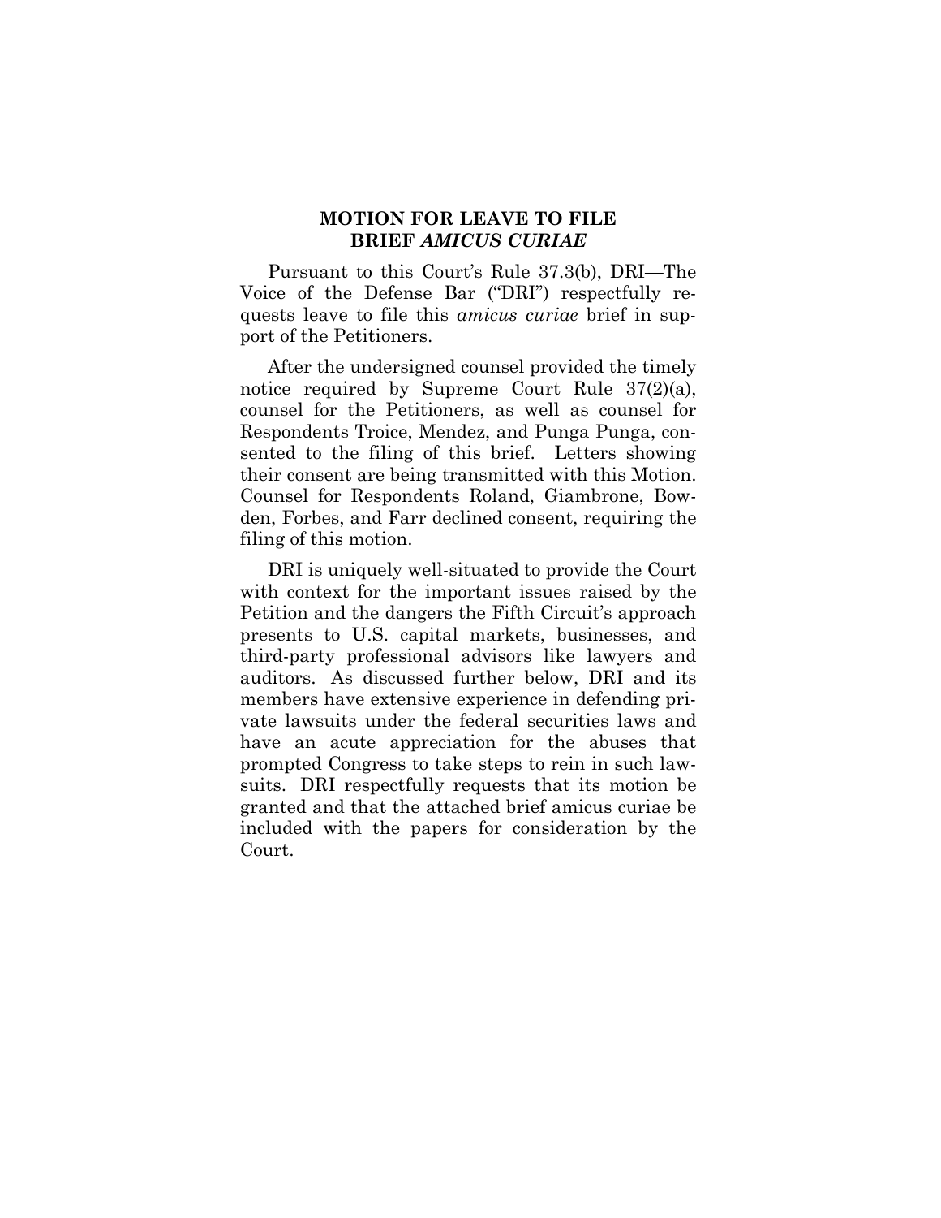## MOTION FOR LEAVE TO FILE BRIEF *AMICUS CURIAE*

Pursuant to this Court's Rule 37.3(b), DRI—The Voice of the Defense Bar ("DRI") respectfully requests leave to file this *amicus curiae* brief in support of the Petitioners.

After the undersigned counsel provided the timely notice required by Supreme Court Rule 37(2)(a), counsel for the Petitioners, as well as counsel for Respondents Troice, Mendez, and Punga Punga, consented to the filing of this brief. Letters showing their consent are being transmitted with this Motion. Counsel for Respondents Roland, Giambrone, Bowden, Forbes, and Farr declined consent, requiring the filing of this motion.

DRI is uniquely well-situated to provide the Court with context for the important issues raised by the Petition and the dangers the Fifth Circuit's approach presents to U.S. capital markets, businesses, and third-party professional advisors like lawyers and auditors. As discussed further below, DRI and its members have extensive experience in defending private lawsuits under the federal securities laws and have an acute appreciation for the abuses that prompted Congress to take steps to rein in such lawsuits. DRI respectfully requests that its motion be granted and that the attached brief amicus curiae be included with the papers for consideration by the Court.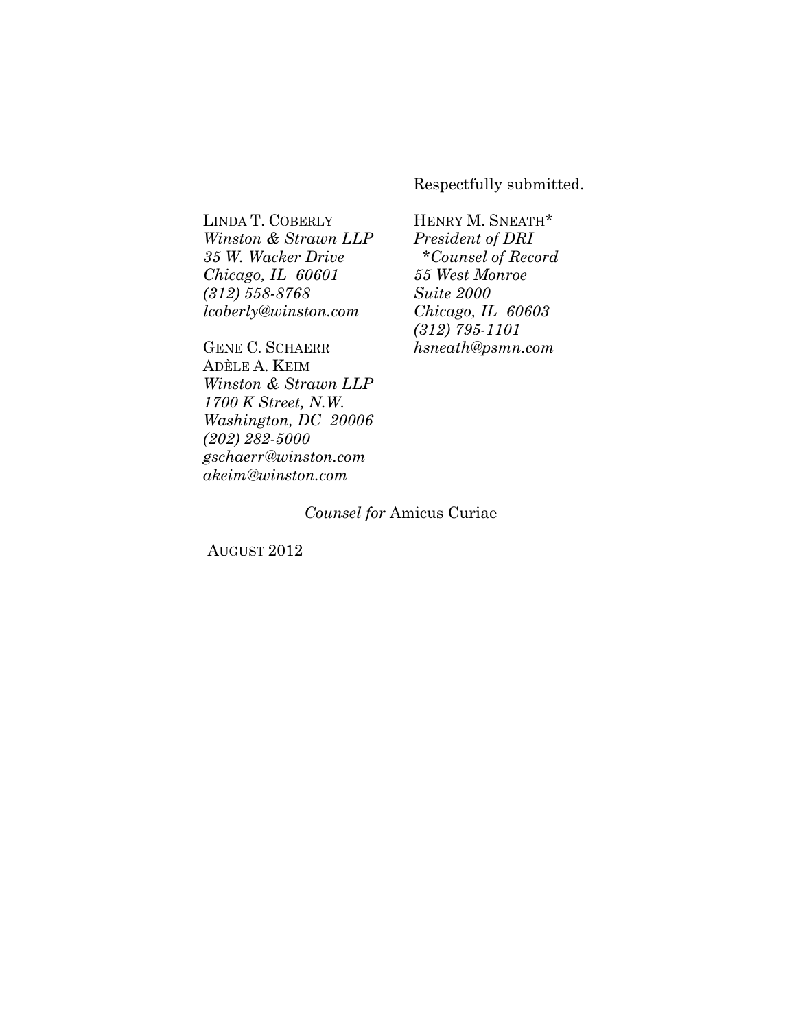Respectfully submitted.

HENRY M. SNEATH*
*President of DRI*
*\*Counsel of Record*
*55 West Monroe*
*Suite 2000*
*Chicago, IL 60603*
*(312) 795-1101*
*hsneath@psmn.com*

LINDA T. COBERLY
*Winston & Strawn LLP*
*35 W. Wacker Drive*
*Chicago, IL 60601*
*(312) 558-8768*
*lcoberly@winston.com*

GENE C. SCHAERR
ADÈLE A. KEIM
*Winston & Strawn LLP*
*1700 K Street, N.W.*
*Washington, DC 20006*
*(202) 282-5000*
*gschaerr@winston.com*
*akeim@winston.com*

*Counsel for* Amicus Curiae

AUGUST 2012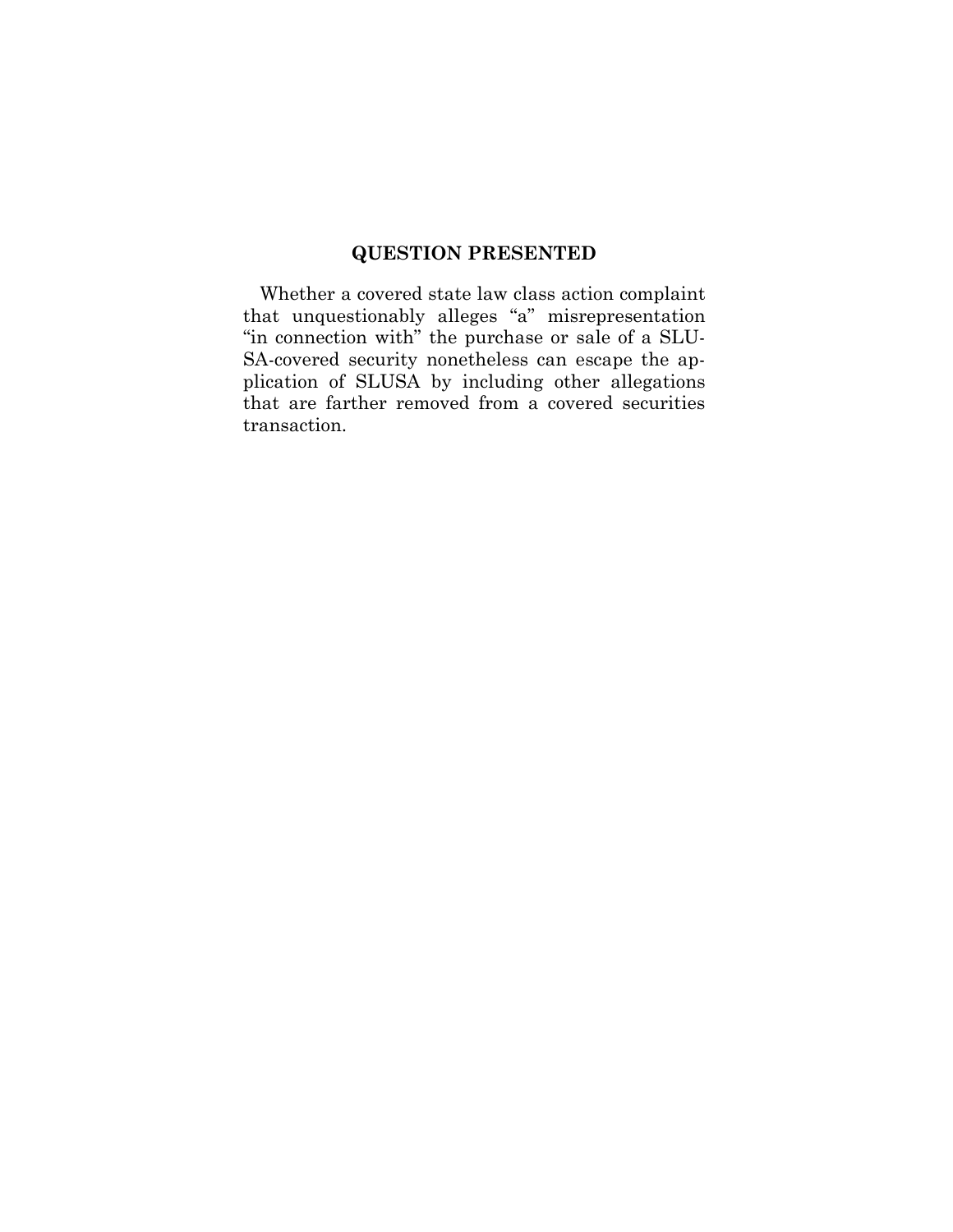## QUESTION PRESENTED

Whether a covered state law class action complaint that unquestionably alleges "a" misrepresentation "in connection with" the purchase or sale of a SLUSA-covered security nonetheless can escape the application of SLUSA by including other allegations that are farther removed from a covered securities transaction.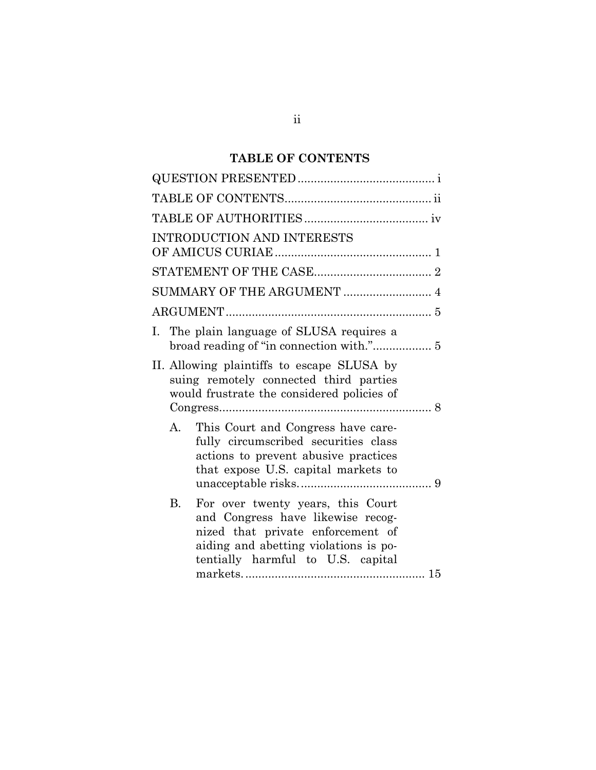## TABLE OF CONTENTS

QUESTION PRESENTED .......................................... i

TABLE OF CONTENTS............................................ ii

TABLE OF AUTHORITIES ..................................... iv

INTRODUCTION AND INTERESTS OF AMICUS CURIAE ............................................... 1

STATEMENT OF THE CASE.................................... 2

SUMMARY OF THE ARGUMENT ........................... 4

ARGUMENT.............................................................. 5

I. The plain language of SLUSA requires a broad reading of “in connection with.”.................. 5

II. Allowing plaintiffs to escape SLUSA by suing remotely connected third parties would frustrate the considered policies of Congress................................................................. 8

   A. This Court and Congress have carefully circumscribed securities class actions to prevent abusive practices that expose U.S. capital markets to unacceptable risks......................................... 9

   B. For over twenty years, this Court and Congress have likewise recognized that private enforcement of aiding and abetting violations is potentially harmful to U.S. capital markets........................................................ 15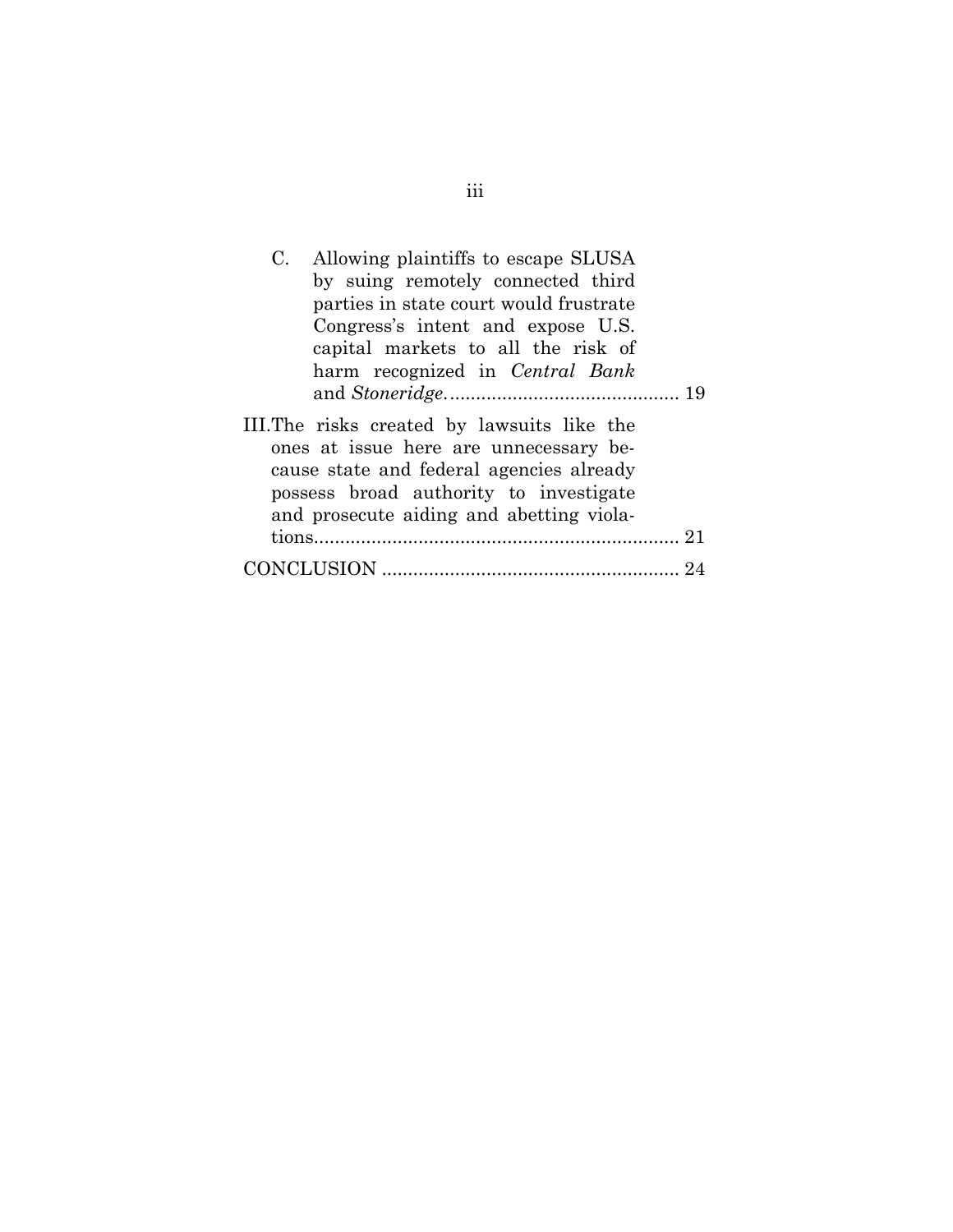C. Allowing plaintiffs to escape SLUSA by suing remotely connected third parties in state court would frustrate Congress's intent and expose U.S. capital markets to all the risk of harm recognized in *Central Bank* and *Stoneridge*. ............................................ 19

III. The risks created by lawsuits like the ones at issue here are unnecessary because state and federal agencies already possess broad authority to investigate and prosecute aiding and abetting violations. ..................................................................... 21

CONCLUSION ........................................................ 24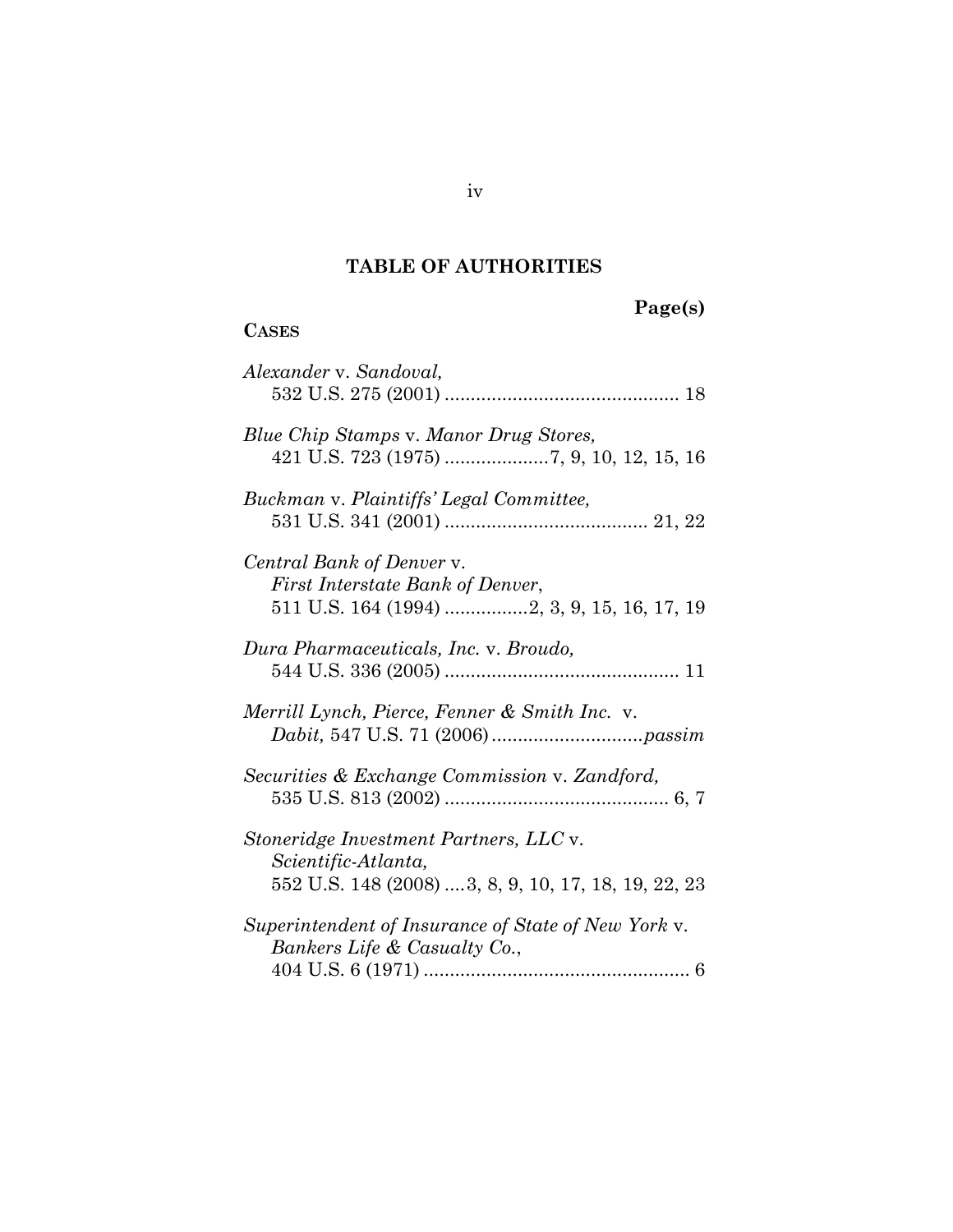## TABLE OF AUTHORITIES

**Page(s)**

**CASES**

*Alexander* v. *Sandoval,*
532 U.S. 275 (2001) ............................................ 18

*Blue Chip Stamps* v. *Manor Drug Stores,*
421 U.S. 723 (1975) ....................7, 9, 10, 12, 15, 16

*Buckman* v. *Plaintiffs' Legal Committee,*
531 U.S. 341 (2001) ...................................... 21, 22

*Central Bank of Denver* v.
*First Interstate Bank of Denver*,
511 U.S. 164 (1994) ................2, 3, 9, 15, 16, 17, 19

*Dura Pharmaceuticals, Inc.* v. *Broudo,*
544 U.S. 336 (2005) ............................................ 11

*Merrill Lynch, Pierce, Fenner & Smith Inc.* v.
*Dabit,* 547 U.S. 71 (2006) ............................*passim*

*Securities & Exchange Commission* v. *Zandford,*
535 U.S. 813 (2002) .......................................... 6, 7

*Stoneridge Investment Partners, LLC* v.
*Scientific-Atlanta,*
552 U.S. 148 (2008) ....3, 8, 9, 10, 17, 18, 19, 22, 23

*Superintendent of Insurance of State of New York* v.
*Bankers Life & Casualty Co.*,
404 U.S. 6 (1971) .................................................. 6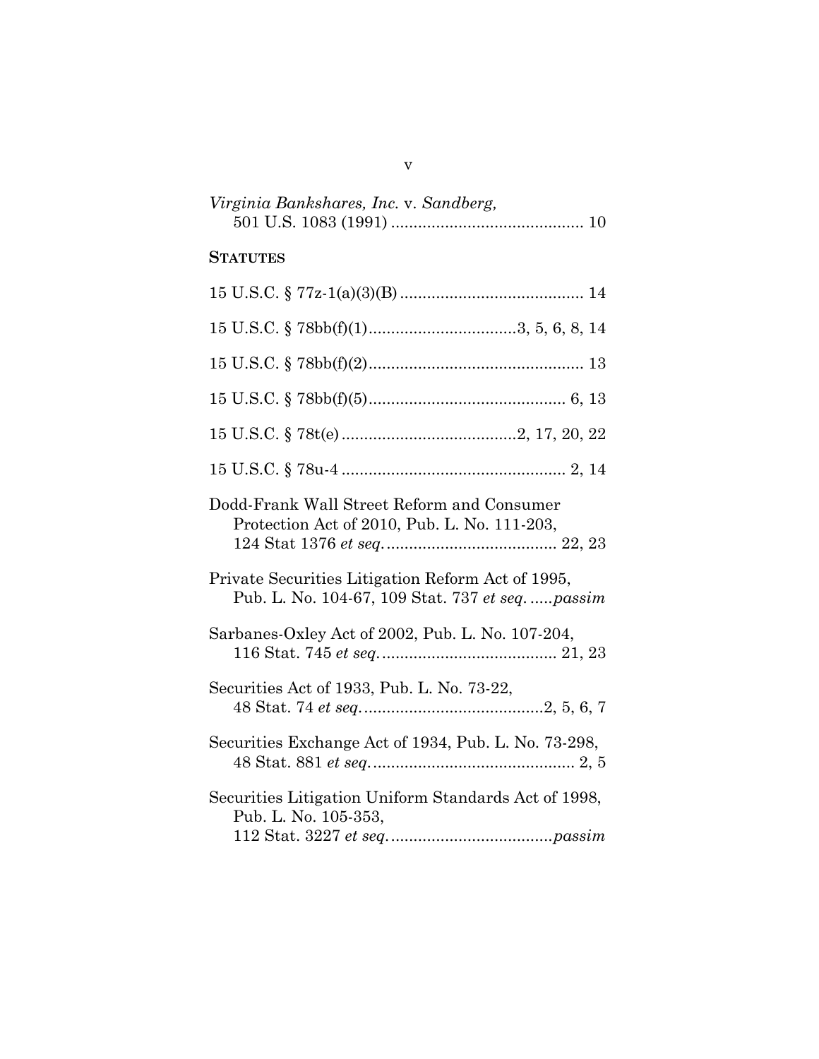*Virginia Bankshares, Inc.* v. *Sandberg*, 501 U.S. 1083 (1991) .......................................... 10

**STATUTES**

15 U.S.C. § 77z-1(a)(3)(B) ......................................... 14

15 U.S.C. § 78bb(f)(1).................................3, 5, 6, 8, 14

15 U.S.C. § 78bb(f)(2)................................................ 13

15 U.S.C. § 78bb(f)(5)............................................ 6, 13

15 U.S.C. § 78t(e) .......................................2, 17, 20, 22

15 U.S.C. § 78u-4 .................................................. 2, 14

Dodd-Frank Wall Street Reform and Consumer Protection Act of 2010, Pub. L. No. 111-203, 124 Stat 1376 *et seq.*..................................... 22, 23

Private Securities Litigation Reform Act of 1995, Pub. L. No. 104-67, 109 Stat. 737 *et seq.* .....*passim*

Sarbanes-Oxley Act of 2002, Pub. L. No. 107-204, 116 Stat. 745 *et seq.*...................................... 21, 23

Securities Act of 1933, Pub. L. No. 73-22, 48 Stat. 74 *et seq.*........................................2, 5, 6, 7

Securities Exchange Act of 1934, Pub. L. No. 73-298, 48 Stat. 881 *et seq.*............................................. 2, 5

Securities Litigation Uniform Standards Act of 1998, Pub. L. No. 105-353, 112 Stat. 3227 *et seq.*....................................*passim*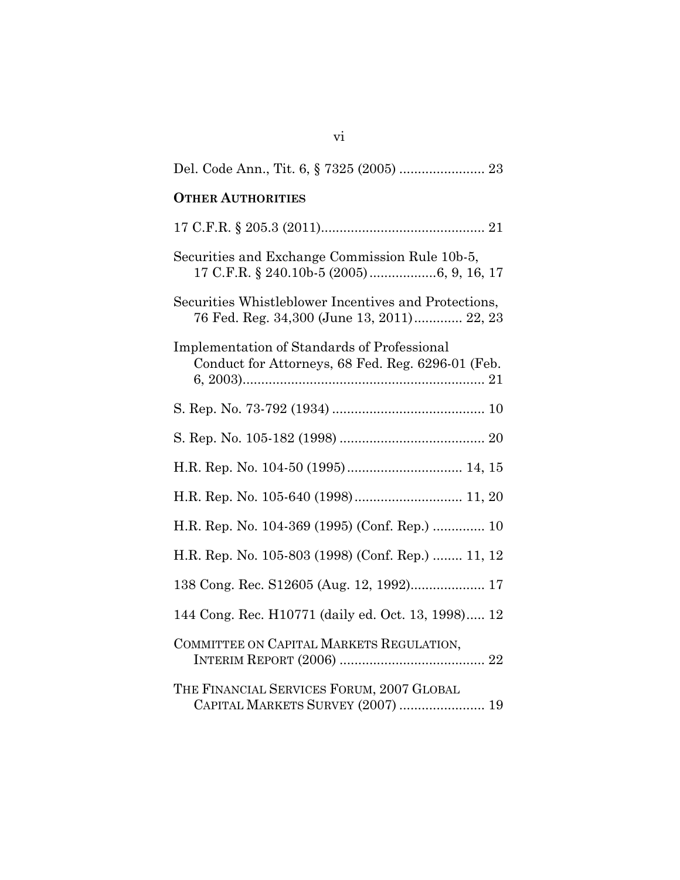Del. Code Ann., Tit. 6, § 7325 (2005) ....................... 23

**OTHER AUTHORITIES**

17 C.F.R. § 205.3 (2011)............................................ 21

Securities and Exchange Commission Rule 10b-5, 17 C.F.R. § 240.10b-5 (2005)..................6, 9, 16, 17

Securities Whistleblower Incentives and Protections, 76 Fed. Reg. 34,300 (June 13, 2011)............. 22, 23

Implementation of Standards of Professional Conduct for Attorneys, 68 Fed. Reg. 6296-01 (Feb. 6, 2003)................................................................. 21

S. Rep. No. 73-792 (1934) ......................................... 10

S. Rep. No. 105-182 (1998) ....................................... 20

H.R. Rep. No. 104-50 (1995)............................... 14, 15

H.R. Rep. No. 105-640 (1998)............................. 11, 20

H.R. Rep. No. 104-369 (1995) (Conf. Rep.) .............. 10

H.R. Rep. No. 105-803 (1998) (Conf. Rep.) ........ 11, 12

138 Cong. Rec. S12605 (Aug. 12, 1992).................... 17

144 Cong. Rec. H10771 (daily ed. Oct. 13, 1998)..... 12

COMMITTEE ON CAPITAL MARKETS REGULATION, INTERIM REPORT (2006) ....................................... 22

THE FINANCIAL SERVICES FORUM, 2007 GLOBAL CAPITAL MARKETS SURVEY (2007) ....................... 19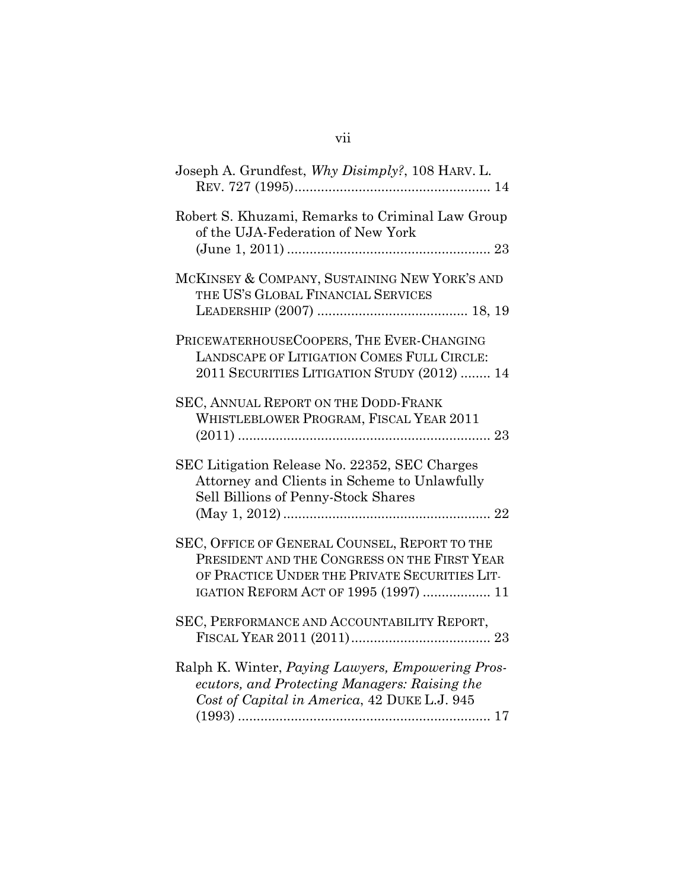Joseph A. Grundfest, *Why Disimply?*, 108 HARV. L. REV. 727 (1995).................................................. 14

Robert S. Khuzami, Remarks to Criminal Law Group of the UJA-Federation of New York (June 1, 2011) ..................................................... 23

MCKINSEY & COMPANY, SUSTAINING NEW YORK'S AND THE US'S GLOBAL FINANCIAL SERVICES LEADERSHIP (2007) ....................................... 18, 19

PRICEWATERHOUSECOOPERS, THE EVER-CHANGING LANDSCAPE OF LITIGATION COMES FULL CIRCLE: 2011 SECURITIES LITIGATION STUDY (2012) ........ 14

SEC, ANNUAL REPORT ON THE DODD-FRANK WHISTLEBLOWER PROGRAM, FISCAL YEAR 2011 (2011) .................................................................. 23

SEC Litigation Release No. 22352, SEC Charges Attorney and Clients in Scheme to Unlawfully Sell Billions of Penny-Stock Shares (May 1, 2012) ...................................................... 22

SEC, OFFICE OF GENERAL COUNSEL, REPORT TO THE PRESIDENT AND THE CONGRESS ON THE FIRST YEAR OF PRACTICE UNDER THE PRIVATE SECURITIES LITIGATION REFORM ACT OF 1995 (1997) .................. 11

SEC, PERFORMANCE AND ACCOUNTABILITY REPORT, FISCAL YEAR 2011 (2011)..................................... 23

Ralph K. Winter, *Paying Lawyers, Empowering Prosecutors, and Protecting Managers: Raising the Cost of Capital in America*, 42 DUKE L.J. 945 (1993) .................................................................. 17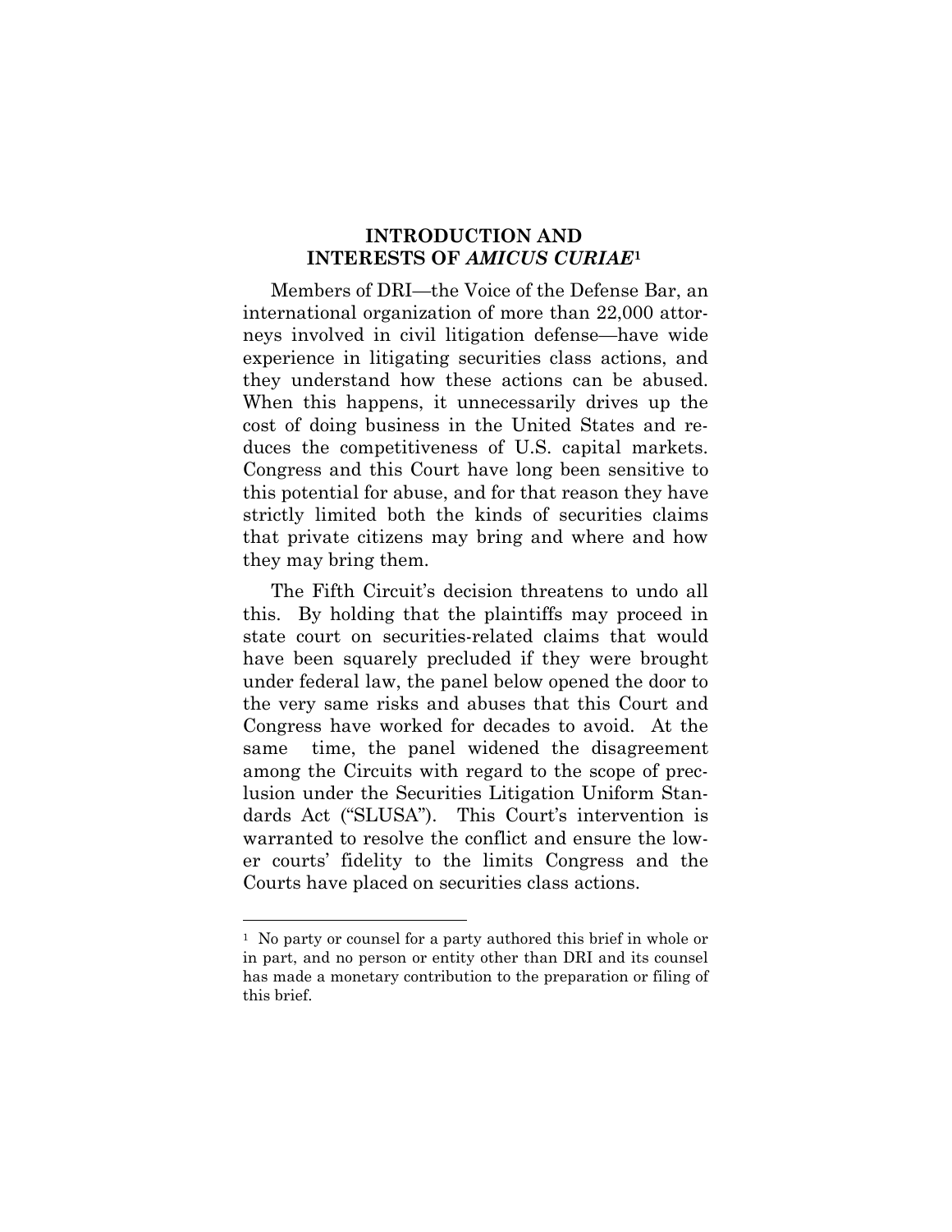## INTRODUCTION AND INTERESTS OF *AMICUS CURIAE*[1]

Members of DRI—the Voice of the Defense Bar, an international organization of more than 22,000 attorneys involved in civil litigation defense—have wide experience in litigating securities class actions, and they understand how these actions can be abused. When this happens, it unnecessarily drives up the cost of doing business in the United States and reduces the competitiveness of U.S. capital markets. Congress and this Court have long been sensitive to this potential for abuse, and for that reason they have strictly limited both the kinds of securities claims that private citizens may bring and where and how they may bring them.

The Fifth Circuit's decision threatens to undo all this. By holding that the plaintiffs may proceed in state court on securities-related claims that would have been squarely precluded if they were brought under federal law, the panel below opened the door to the very same risks and abuses that this Court and Congress have worked for decades to avoid. At the same time, the panel widened the disagreement among the Circuits with regard to the scope of preclusion under the Securities Litigation Uniform Standards Act ("SLUSA"). This Court's intervention is warranted to resolve the conflict and ensure the lower courts' fidelity to the limits Congress and the Courts have placed on securities class actions.

---

[1] No party or counsel for a party authored this brief in whole or in part, and no person or entity other than DRI and its counsel has made a monetary contribution to the preparation or filing of this brief.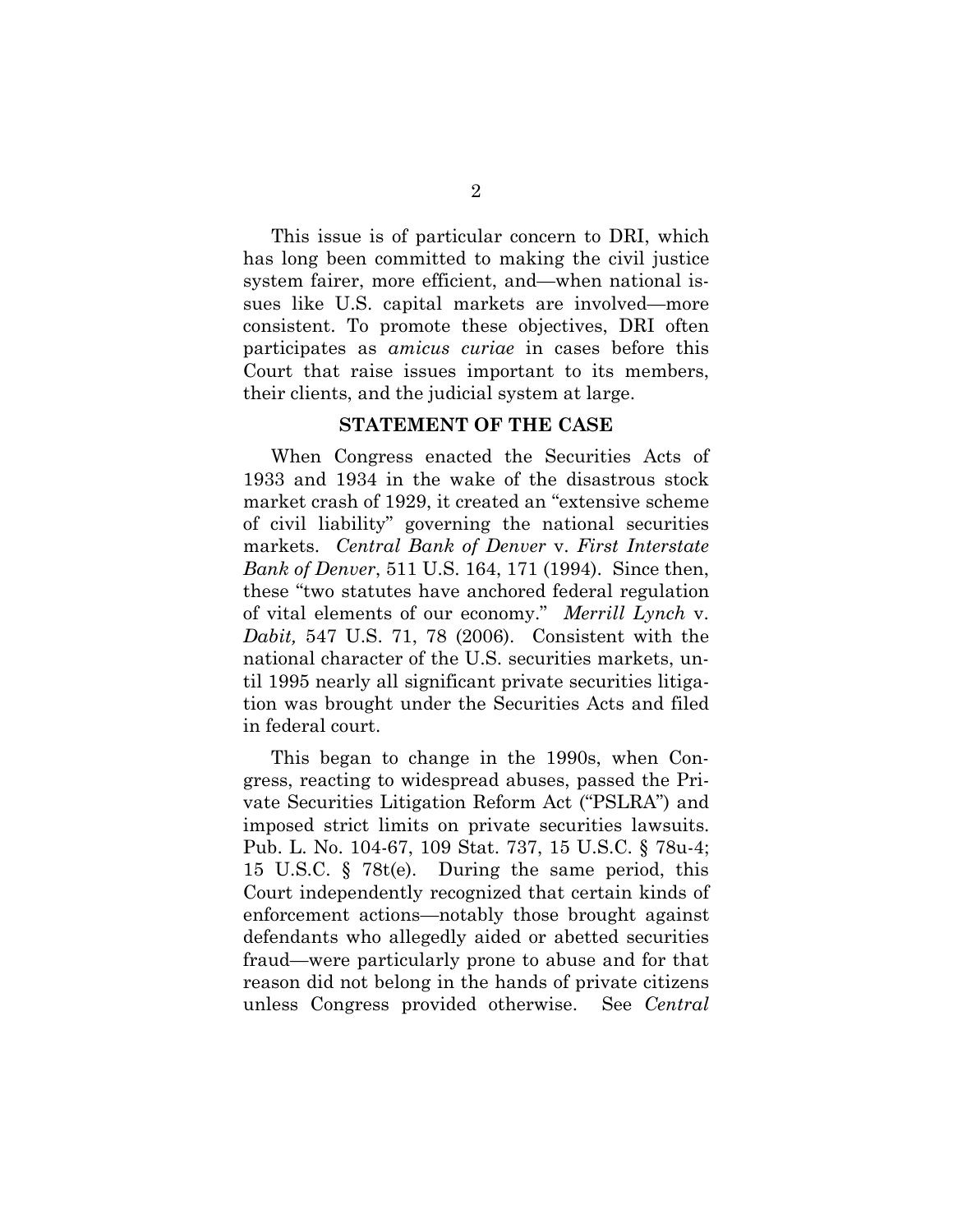This issue is of particular concern to DRI, which has long been committed to making the civil justice system fairer, more efficient, and—when national issues like U.S. capital markets are involved—more consistent. To promote these objectives, DRI often participates as *amicus curiae* in cases before this Court that raise issues important to its members, their clients, and the judicial system at large.

## STATEMENT OF THE CASE

When Congress enacted the Securities Acts of 1933 and 1934 in the wake of the disastrous stock market crash of 1929, it created an "extensive scheme of civil liability" governing the national securities markets. *Central Bank of Denver* v. *First Interstate Bank of Denver*, 511 U.S. 164, 171 (1994). Since then, these "two statutes have anchored federal regulation of vital elements of our economy." *Merrill Lynch* v. *Dabit,* 547 U.S. 71, 78 (2006). Consistent with the national character of the U.S. securities markets, until 1995 nearly all significant private securities litigation was brought under the Securities Acts and filed in federal court.

This began to change in the 1990s, when Congress, reacting to widespread abuses, passed the Private Securities Litigation Reform Act ("PSLRA") and imposed strict limits on private securities lawsuits. Pub. L. No. 104-67, 109 Stat. 737, 15 U.S.C. § 78u-4; 15 U.S.C. § 78t(e). During the same period, this Court independently recognized that certain kinds of enforcement actions—notably those brought against defendants who allegedly aided or abetted securities fraud—were particularly prone to abuse and for that reason did not belong in the hands of private citizens unless Congress provided otherwise. See *Central*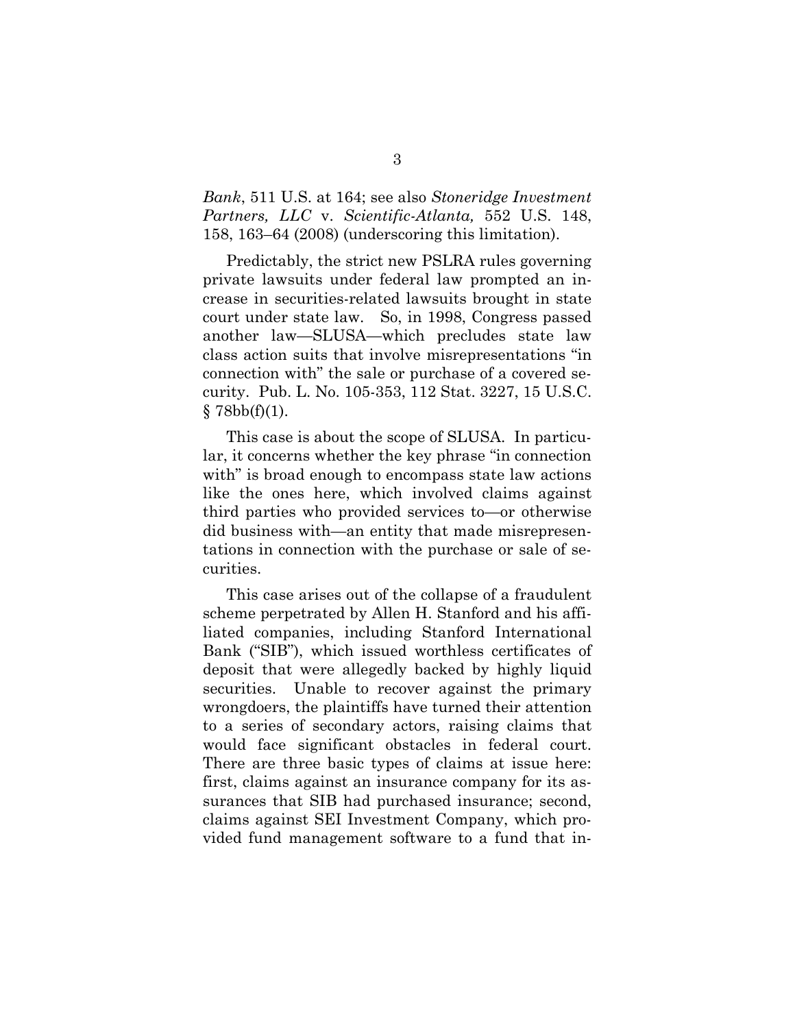*Bank*, 511 U.S. at 164; see also *Stoneridge Investment Partners, LLC* v. *Scientific-Atlanta,* 552 U.S. 148, 158, 163–64 (2008) (underscoring this limitation).

Predictably, the strict new PSLRA rules governing private lawsuits under federal law prompted an increase in securities-related lawsuits brought in state court under state law. So, in 1998, Congress passed another law—SLUSA—which precludes state law class action suits that involve misrepresentations "in connection with" the sale or purchase of a covered security. Pub. L. No. 105-353, 112 Stat. 3227, 15 U.S.C. § 78bb(f)(1).

This case is about the scope of SLUSA. In particular, it concerns whether the key phrase "in connection with" is broad enough to encompass state law actions like the ones here, which involved claims against third parties who provided services to—or otherwise did business with—an entity that made misrepresentations in connection with the purchase or sale of securities.

This case arises out of the collapse of a fraudulent scheme perpetrated by Allen H. Stanford and his affiliated companies, including Stanford International Bank ("SIB"), which issued worthless certificates of deposit that were allegedly backed by highly liquid securities. Unable to recover against the primary wrongdoers, the plaintiffs have turned their attention to a series of secondary actors, raising claims that would face significant obstacles in federal court. There are three basic types of claims at issue here: first, claims against an insurance company for its assurances that SIB had purchased insurance; second, claims against SEI Investment Company, which provided fund management software to a fund that in-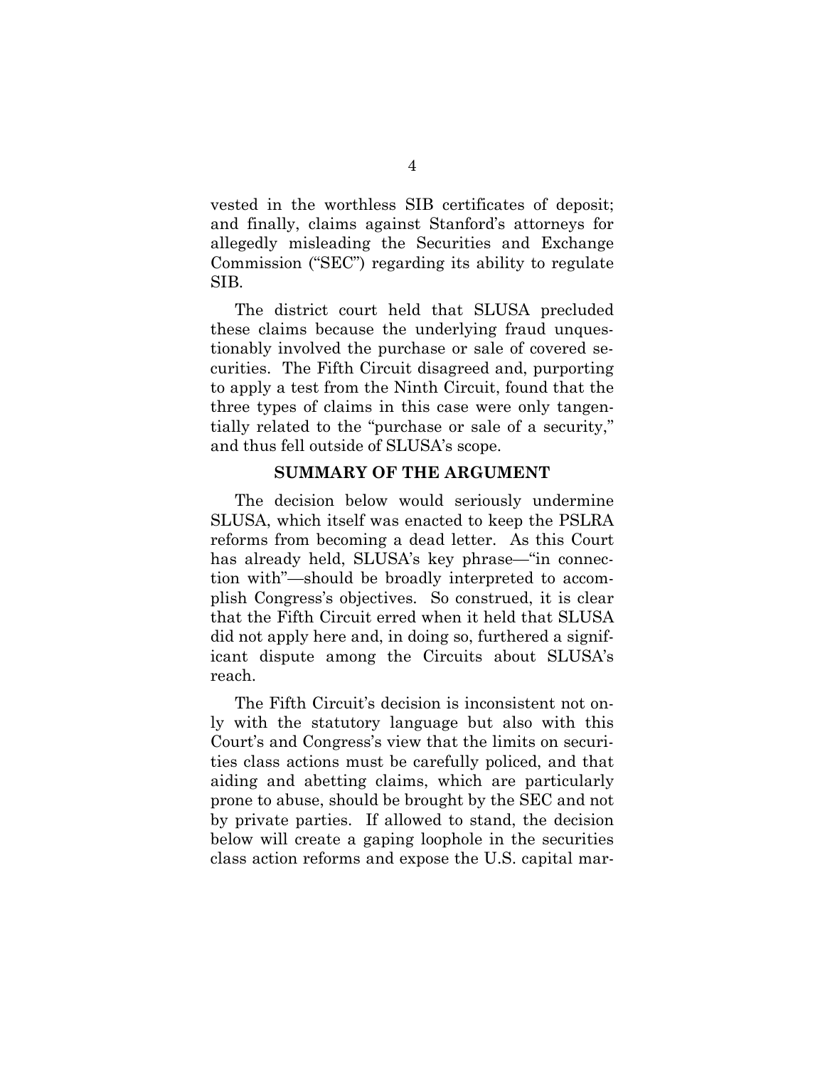vested in the worthless SIB certificates of deposit; and finally, claims against Stanford's attorneys for allegedly misleading the Securities and Exchange Commission ("SEC") regarding its ability to regulate SIB.

The district court held that SLUSA precluded these claims because the underlying fraud unquestionably involved the purchase or sale of covered securities. The Fifth Circuit disagreed and, purporting to apply a test from the Ninth Circuit, found that the three types of claims in this case were only tangentially related to the "purchase or sale of a security," and thus fell outside of SLUSA's scope.

## SUMMARY OF THE ARGUMENT

The decision below would seriously undermine SLUSA, which itself was enacted to keep the PSLRA reforms from becoming a dead letter. As this Court has already held, SLUSA's key phrase—"in connection with"—should be broadly interpreted to accomplish Congress's objectives. So construed, it is clear that the Fifth Circuit erred when it held that SLUSA did not apply here and, in doing so, furthered a significant dispute among the Circuits about SLUSA's reach.

The Fifth Circuit's decision is inconsistent not only with the statutory language but also with this Court's and Congress's view that the limits on securities class actions must be carefully policed, and that aiding and abetting claims, which are particularly prone to abuse, should be brought by the SEC and not by private parties. If allowed to stand, the decision below will create a gaping loophole in the securities class action reforms and expose the U.S. capital mar-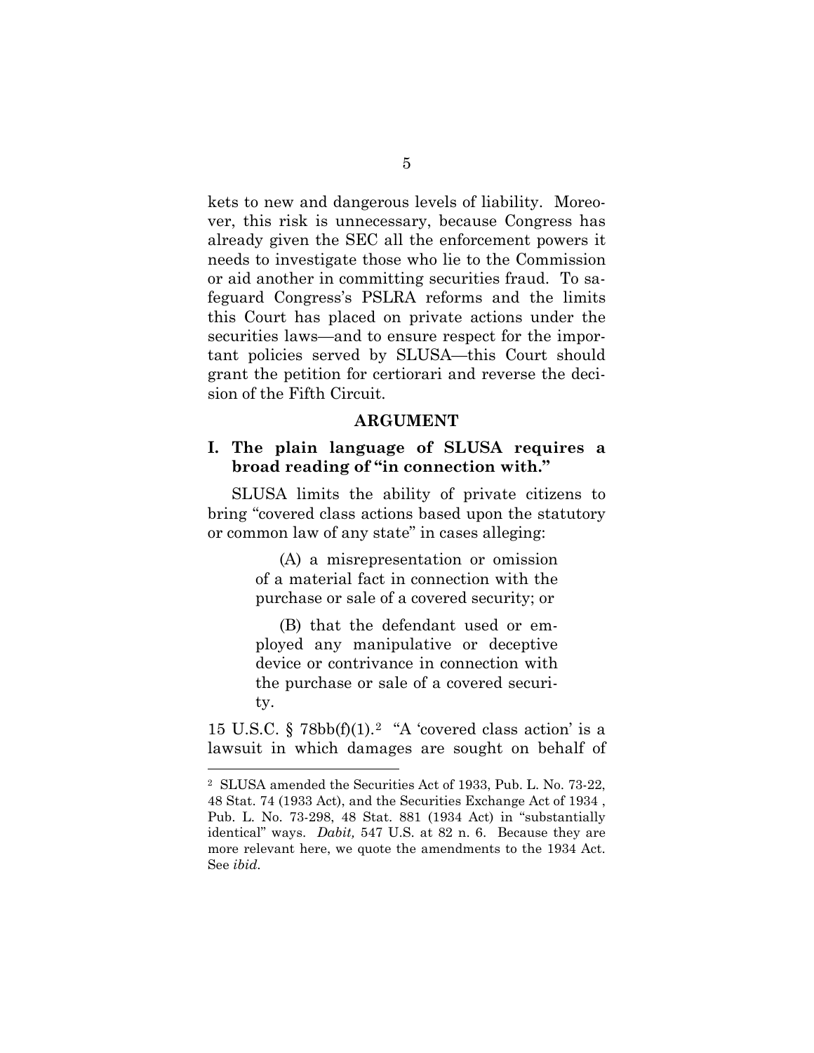kets to new and dangerous levels of liability. Moreover, this risk is unnecessary, because Congress has already given the SEC all the enforcement powers it needs to investigate those who lie to the Commission or aid another in committing securities fraud. To safeguard Congress's PSLRA reforms and the limits this Court has placed on private actions under the securities laws—and to ensure respect for the important policies served by SLUSA—this Court should grant the petition for certiorari and reverse the decision of the Fifth Circuit.

## ARGUMENT

### I. The plain language of SLUSA requires a broad reading of "in connection with."

SLUSA limits the ability of private citizens to bring "covered class actions based upon the statutory or common law of any state" in cases alleging:

> (A) a misrepresentation or omission of a material fact in connection with the purchase or sale of a covered security; or
>
> (B) that the defendant used or employed any manipulative or deceptive device or contrivance in connection with the purchase or sale of a covered security.

15 U.S.C. § 78bb(f)(1).[2] "A 'covered class action' is a lawsuit in which damages are sought on behalf of

---

[2] SLUSA amended the Securities Act of 1933, Pub. L. No. 73-22, 48 Stat. 74 (1933 Act), and the Securities Exchange Act of 1934 , Pub. L. No. 73-298, 48 Stat. 881 (1934 Act) in "substantially identical" ways. *Dabit,* 547 U.S. at 82 n. 6. Because they are more relevant here, we quote the amendments to the 1934 Act. See *ibid*.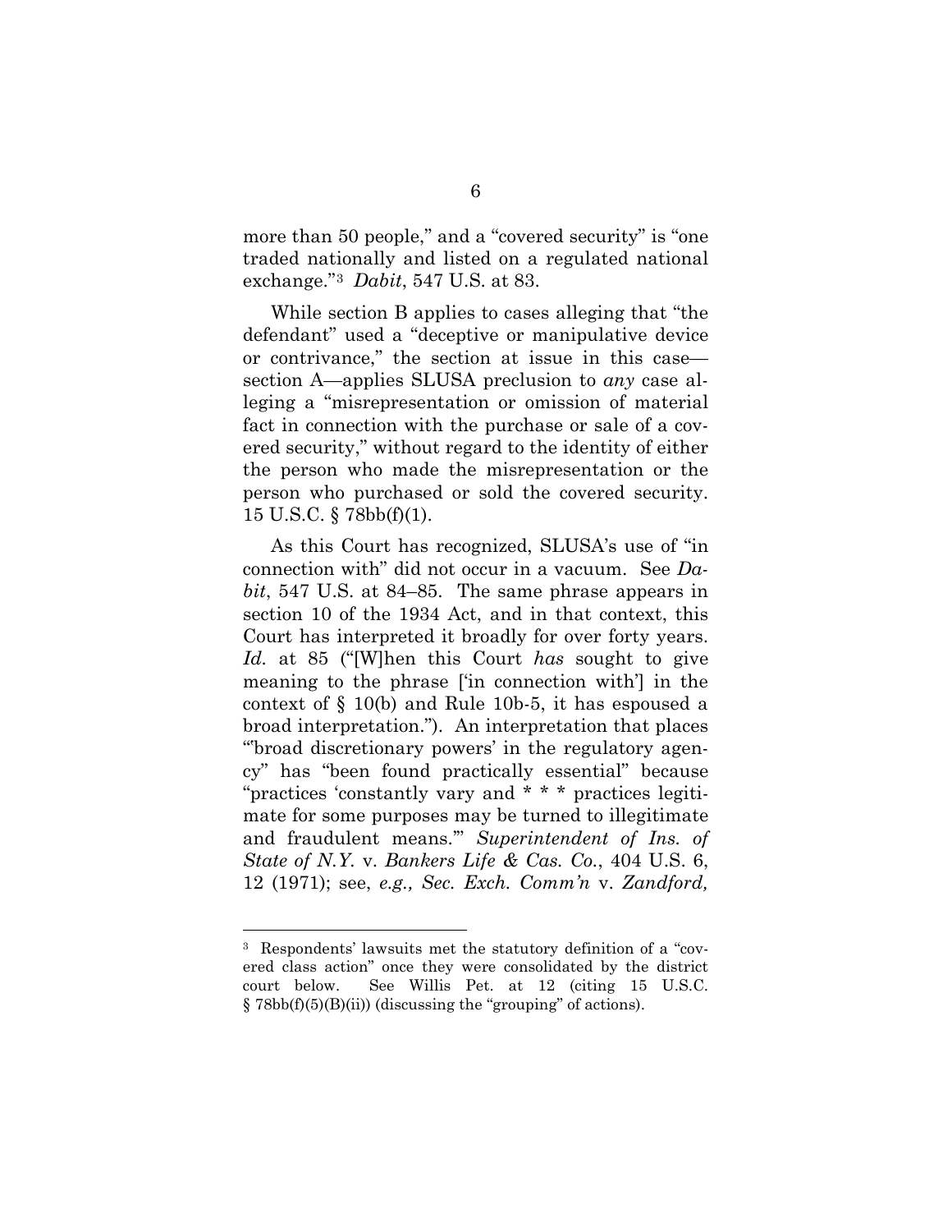more than 50 people," and a "covered security" is "one traded nationally and listed on a regulated national exchange."[3] *Dabit*, 547 U.S. at 83.

While section B applies to cases alleging that "the defendant" used a "deceptive or manipulative device or contrivance," the section at issue in this case—section A—applies SLUSA preclusion to *any* case alleging a "misrepresentation or omission of material fact in connection with the purchase or sale of a covered security," without regard to the identity of either the person who made the misrepresentation or the person who purchased or sold the covered security. 15 U.S.C. § 78bb(f)(1).

As this Court has recognized, SLUSA's use of "in connection with" did not occur in a vacuum. See *Dabit*, 547 U.S. at 84–85. The same phrase appears in section 10 of the 1934 Act, and in that context, this Court has interpreted it broadly for over forty years. *Id.* at 85 ("[W]hen this Court *has* sought to give meaning to the phrase ['in connection with'] in the context of § 10(b) and Rule 10b-5, it has espoused a broad interpretation."). An interpretation that places "'broad discretionary powers' in the regulatory agency" has "been found practically essential" because "practices 'constantly vary and * * * practices legitimate for some purposes may be turned to illegitimate and fraudulent means.'" *Superintendent of Ins. of State of N.Y.* v. *Bankers Life & Cas. Co.*, 404 U.S. 6, 12 (1971); see, *e.g., Sec. Exch. Comm'n* v. *Zandford,*

---

[3] Respondents' lawsuits met the statutory definition of a "covered class action" once they were consolidated by the district court below. See Willis Pet. at 12 (citing 15 U.S.C. § 78bb(f)(5)(B)(ii)) (discussing the "grouping" of actions).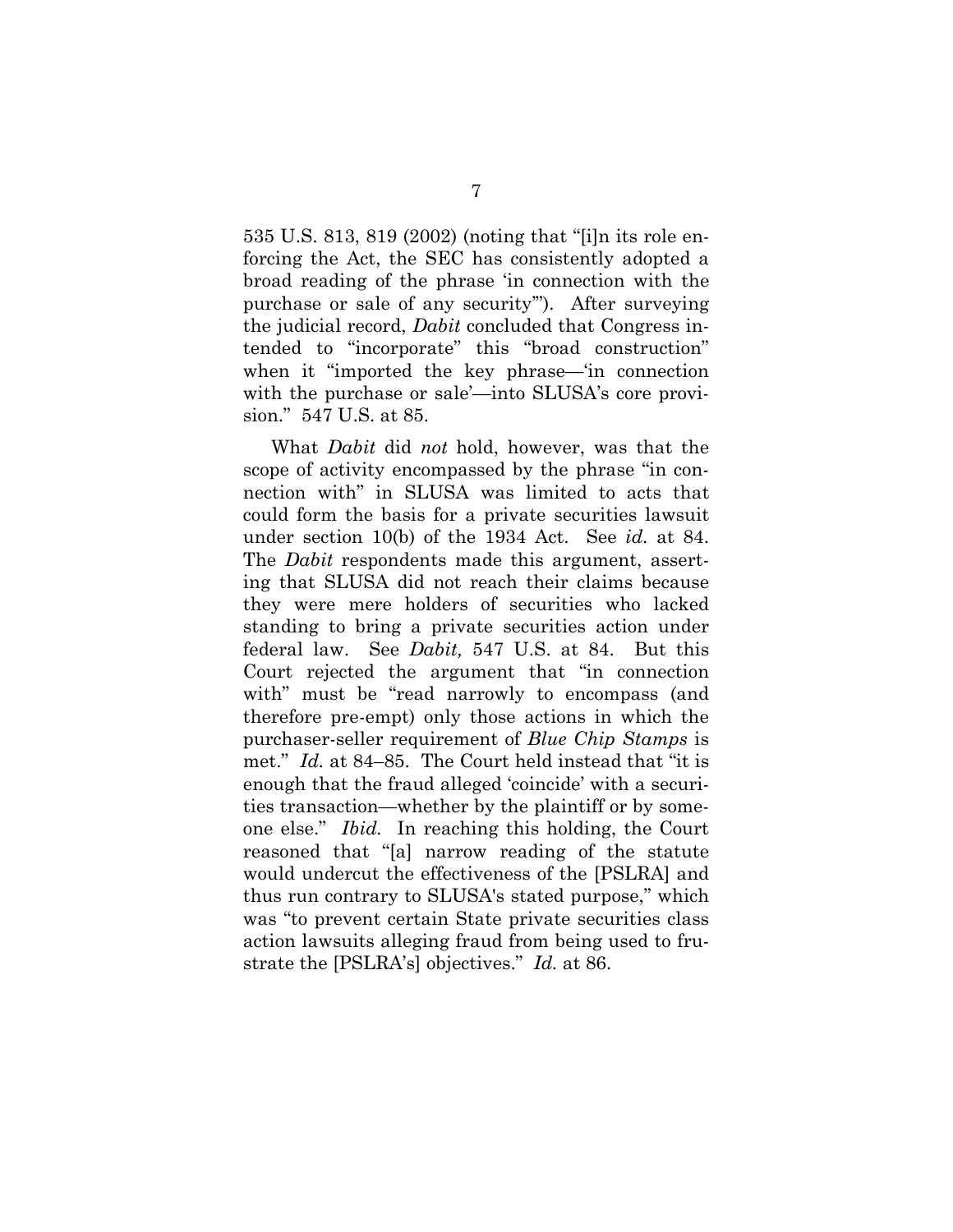535 U.S. 813, 819 (2002) (noting that "[i]n its role enforcing the Act, the SEC has consistently adopted a broad reading of the phrase 'in connection with the purchase or sale of any security'"). After surveying the judicial record, *Dabit* concluded that Congress intended to "incorporate" this "broad construction" when it "imported the key phrase—'in connection with the purchase or sale'—into SLUSA's core provision." 547 U.S. at 85.

What *Dabit* did *not* hold, however, was that the scope of activity encompassed by the phrase "in connection with" in SLUSA was limited to acts that could form the basis for a private securities lawsuit under section 10(b) of the 1934 Act. See *id.* at 84. The *Dabit* respondents made this argument, asserting that SLUSA did not reach their claims because they were mere holders of securities who lacked standing to bring a private securities action under federal law. See *Dabit,* 547 U.S. at 84. But this Court rejected the argument that "in connection with" must be "read narrowly to encompass (and therefore pre-empt) only those actions in which the purchaser-seller requirement of *Blue Chip Stamps* is met." *Id.* at 84–85. The Court held instead that "it is enough that the fraud alleged 'coincide' with a securities transaction—whether by the plaintiff or by someone else." *Ibid.* In reaching this holding, the Court reasoned that "[a] narrow reading of the statute would undercut the effectiveness of the [PSLRA] and thus run contrary to SLUSA's stated purpose," which was "to prevent certain State private securities class action lawsuits alleging fraud from being used to frustrate the [PSLRA's] objectives." *Id.* at 86.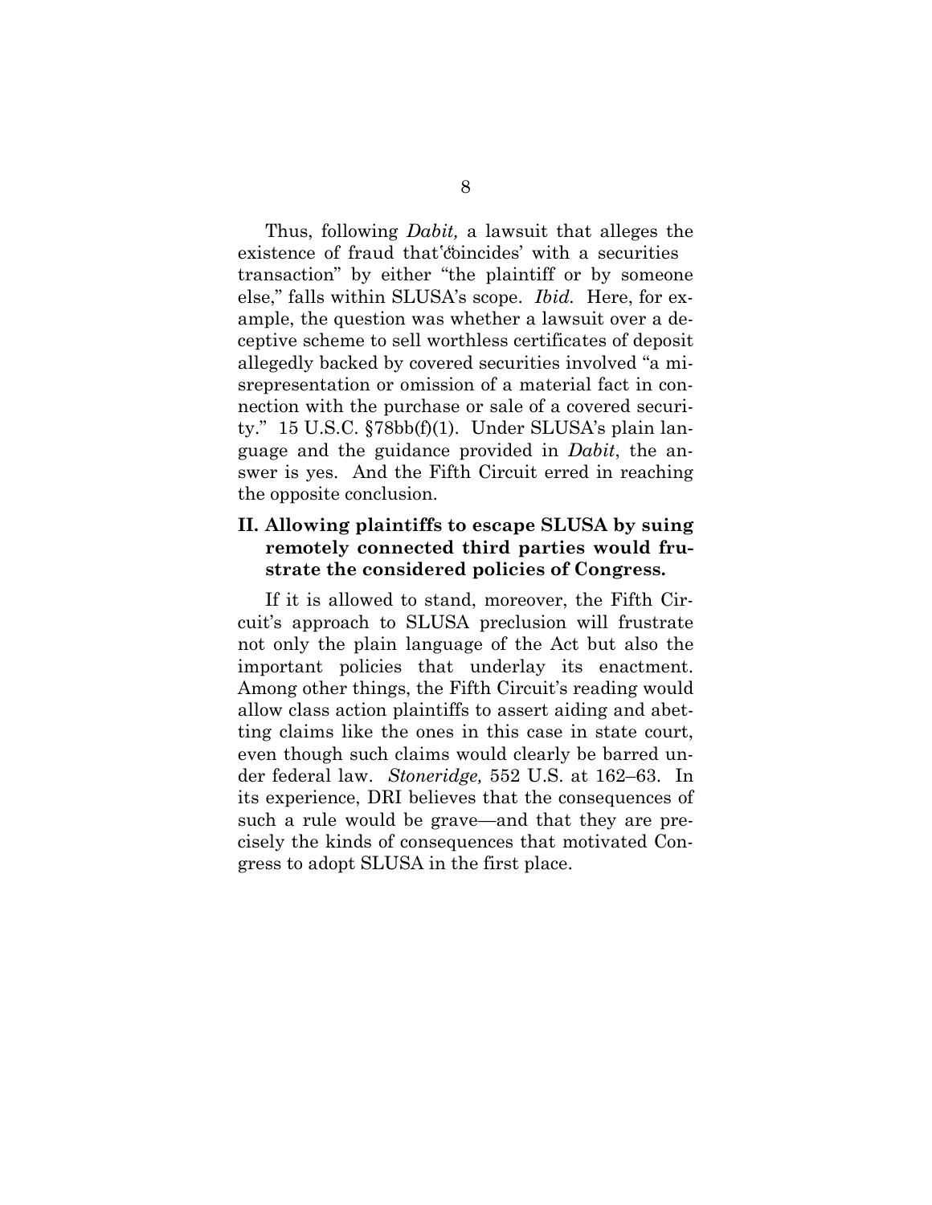Thus, following *Dabit,* a lawsuit that alleges the existence of fraud that "'coincides' with a securities transaction" by either "the plaintiff or by someone else," falls within SLUSA's scope. *Ibid.* Here, for example, the question was whether a lawsuit over a deceptive scheme to sell worthless certificates of deposit allegedly backed by covered securities involved "a misrepresentation or omission of a material fact in connection with the purchase or sale of a covered security." 15 U.S.C. §78bb(f)(1). Under SLUSA's plain language and the guidance provided in *Dabit*, the answer is yes. And the Fifth Circuit erred in reaching the opposite conclusion.

## II. Allowing plaintiffs to escape SLUSA by suing remotely connected third parties would frustrate the considered policies of Congress.

If it is allowed to stand, moreover, the Fifth Circuit's approach to SLUSA preclusion will frustrate not only the plain language of the Act but also the important policies that underlay its enactment. Among other things, the Fifth Circuit's reading would allow class action plaintiffs to assert aiding and abetting claims like the ones in this case in state court, even though such claims would clearly be barred under federal law. *Stoneridge,* 552 U.S. at 162–63. In its experience, DRI believes that the consequences of such a rule would be grave—and that they are precisely the kinds of consequences that motivated Congress to adopt SLUSA in the first place.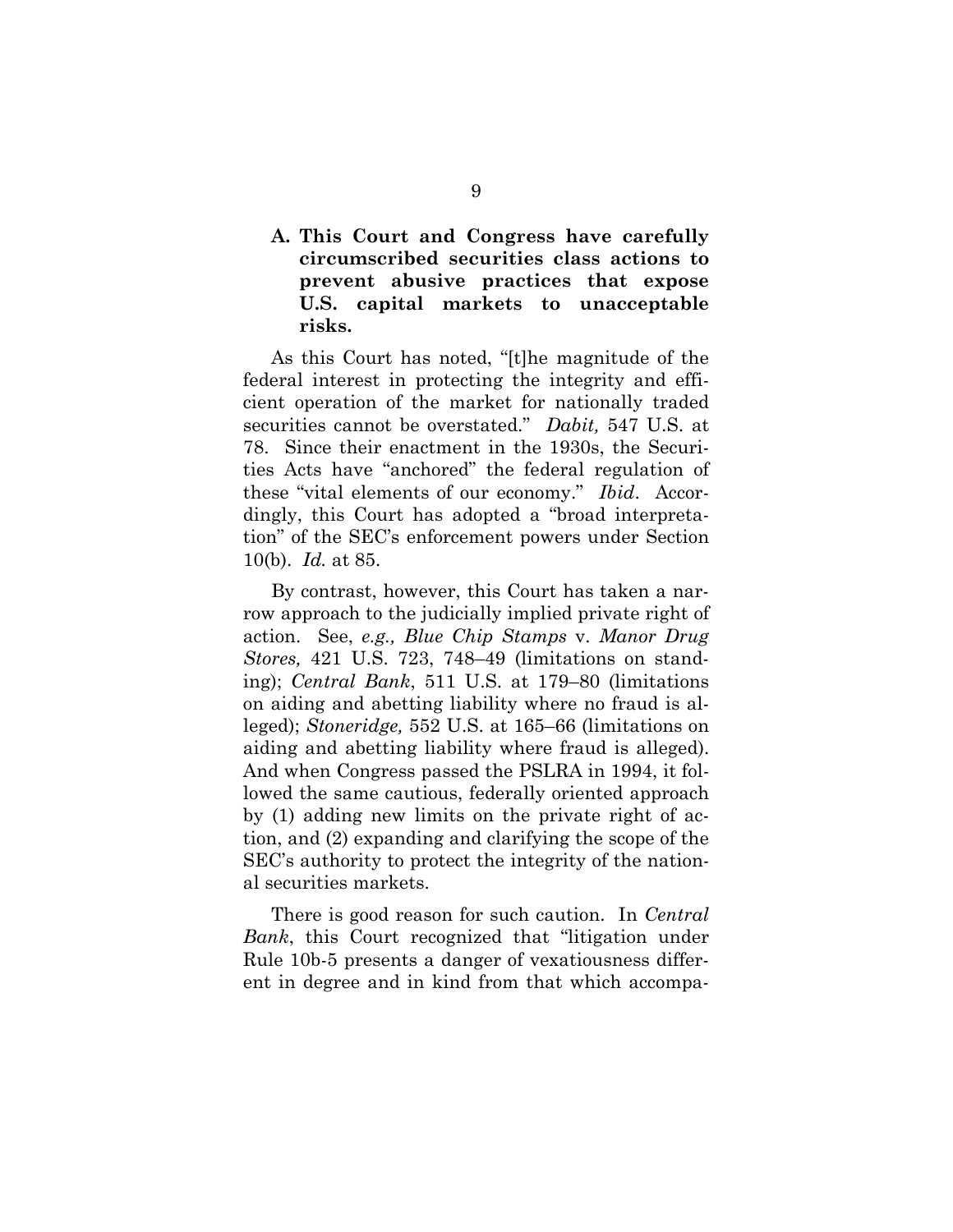### A. This Court and Congress have carefully circumscribed securities class actions to prevent abusive practices that expose U.S. capital markets to unacceptable risks.

As this Court has noted, "[t]he magnitude of the federal interest in protecting the integrity and efficient operation of the market for nationally traded securities cannot be overstated." *Dabit,* 547 U.S. at 78. Since their enactment in the 1930s, the Securities Acts have "anchored" the federal regulation of these "vital elements of our economy." *Ibid*. Accordingly, this Court has adopted a "broad interpretation" of the SEC's enforcement powers under Section 10(b). *Id.* at 85.

By contrast, however, this Court has taken a narrow approach to the judicially implied private right of action. See, *e.g., Blue Chip Stamps* v. *Manor Drug Stores,* 421 U.S. 723, 748–49 (limitations on standing); *Central Bank*, 511 U.S. at 179–80 (limitations on aiding and abetting liability where no fraud is alleged); *Stoneridge,* 552 U.S. at 165–66 (limitations on aiding and abetting liability where fraud is alleged). And when Congress passed the PSLRA in 1994, it followed the same cautious, federally oriented approach by (1) adding new limits on the private right of action, and (2) expanding and clarifying the scope of the SEC's authority to protect the integrity of the national securities markets.

There is good reason for such caution. In *Central Bank*, this Court recognized that "litigation under Rule 10b-5 presents a danger of vexatiousness different in degree and in kind from that which accompa-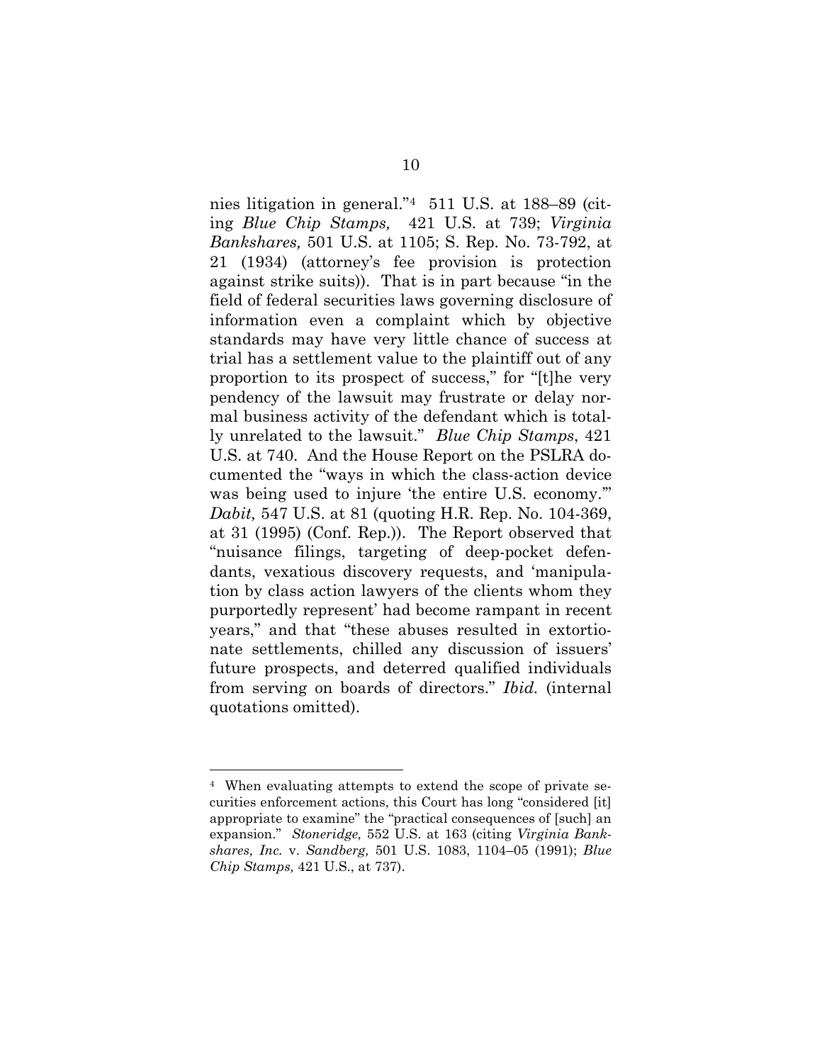nies litigation in general."[4] 511 U.S. at 188–89 (citing *Blue Chip Stamps,* 421 U.S. at 739; *Virginia Bankshares,* 501 U.S. at 1105; S. Rep. No. 73-792, at 21 (1934) (attorney's fee provision is protection against strike suits)). That is in part because "in the field of federal securities laws governing disclosure of information even a complaint which by objective standards may have very little chance of success at trial has a settlement value to the plaintiff out of any proportion to its prospect of success," for "[t]he very pendency of the lawsuit may frustrate or delay normal business activity of the defendant which is totally unrelated to the lawsuit." *Blue Chip Stamps*, 421 U.S. at 740. And the House Report on the PSLRA documented the "ways in which the class-action device was being used to injure 'the entire U.S. economy.'" *Dabit,* 547 U.S. at 81 (quoting H.R. Rep. No. 104-369, at 31 (1995) (Conf. Rep.)). The Report observed that "nuisance filings, targeting of deep-pocket defendants, vexatious discovery requests, and 'manipulation by class action lawyers of the clients whom they purportedly represent' had become rampant in recent years," and that "these abuses resulted in extortionate settlements, chilled any discussion of issuers' future prospects, and deterred qualified individuals from serving on boards of directors." *Ibid.* (internal quotations omitted).

---

[4] When evaluating attempts to extend the scope of private securities enforcement actions, this Court has long "considered [it] appropriate to examine" the "practical consequences of [such] an expansion." *Stoneridge,* 552 U.S. at 163 (citing *Virginia Bankshares, Inc.* v. *Sandberg,* 501 U.S. 1083, 1104–05 (1991); *Blue Chip Stamps,* 421 U.S., at 737).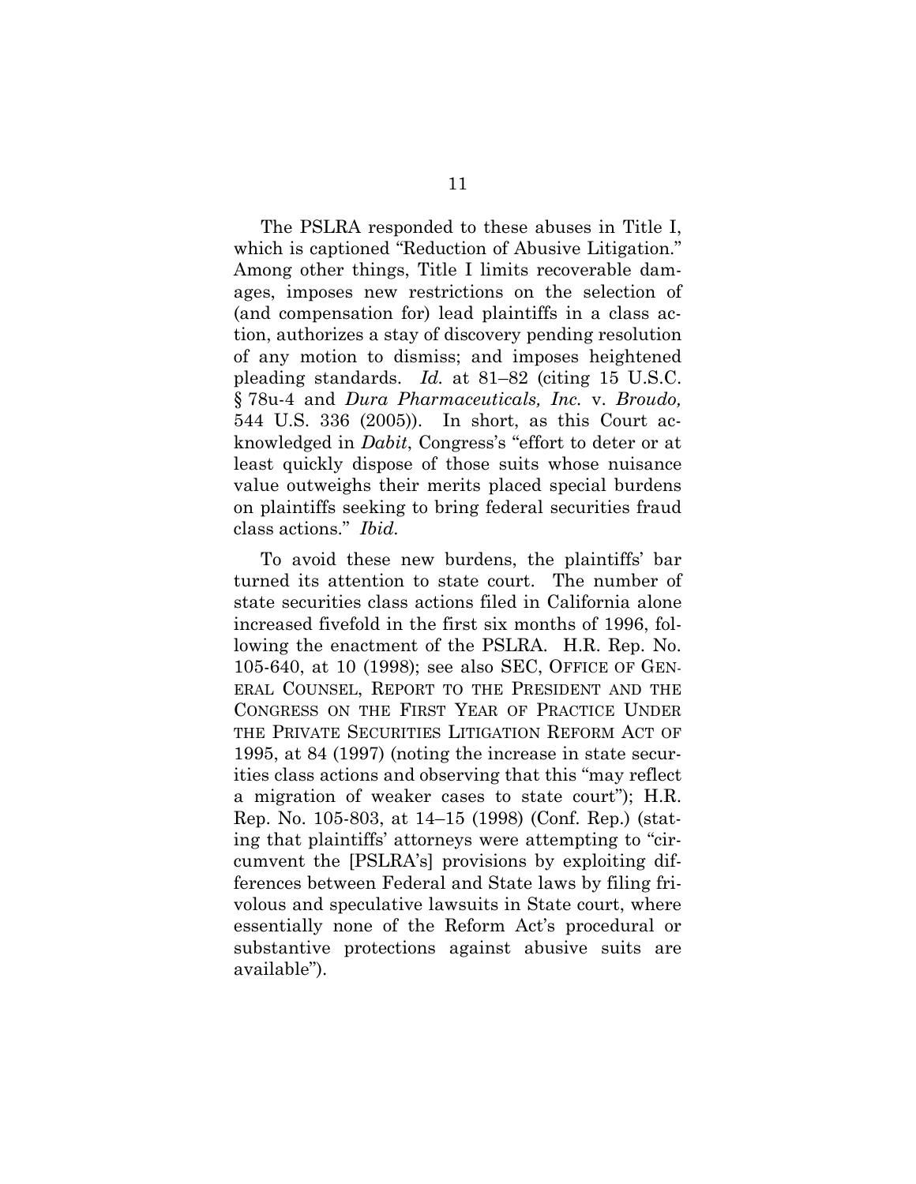The PSLRA responded to these abuses in Title I, which is captioned "Reduction of Abusive Litigation." Among other things, Title I limits recoverable damages, imposes new restrictions on the selection of (and compensation for) lead plaintiffs in a class action, authorizes a stay of discovery pending resolution of any motion to dismiss; and imposes heightened pleading standards. *Id.* at 81–82 (citing 15 U.S.C. § 78u-4 and *Dura Pharmaceuticals, Inc.* v. *Broudo,* 544 U.S. 336 (2005)). In short, as this Court acknowledged in *Dabit*, Congress's "effort to deter or at least quickly dispose of those suits whose nuisance value outweighs their merits placed special burdens on plaintiffs seeking to bring federal securities fraud class actions." *Ibid.*

To avoid these new burdens, the plaintiffs' bar turned its attention to state court. The number of state securities class actions filed in California alone increased fivefold in the first six months of 1996, following the enactment of the PSLRA. H.R. Rep. No. 105-640, at 10 (1998); see also SEC, OFFICE OF GENERAL COUNSEL, REPORT TO THE PRESIDENT AND THE CONGRESS ON THE FIRST YEAR OF PRACTICE UNDER THE PRIVATE SECURITIES LITIGATION REFORM ACT OF 1995, at 84 (1997) (noting the increase in state securities class actions and observing that this "may reflect a migration of weaker cases to state court"); H.R. Rep. No. 105-803, at 14–15 (1998) (Conf. Rep.) (stating that plaintiffs' attorneys were attempting to "circumvent the [PSLRA's] provisions by exploiting differences between Federal and State laws by filing frivolous and speculative lawsuits in State court, where essentially none of the Reform Act's procedural or substantive protections against abusive suits are available").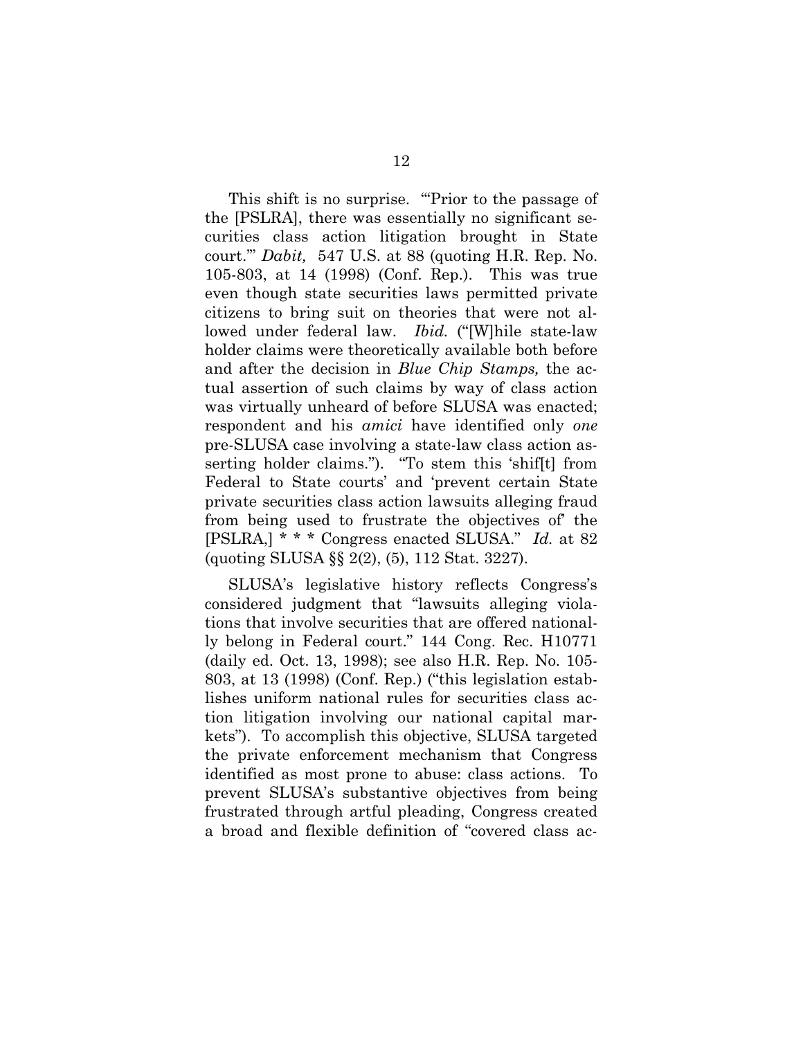This shift is no surprise. "'Prior to the passage of the [PSLRA], there was essentially no significant securities class action litigation brought in State court.'" *Dabit,* 547 U.S. at 88 (quoting H.R. Rep. No. 105-803, at 14 (1998) (Conf. Rep.). This was true even though state securities laws permitted private citizens to bring suit on theories that were not allowed under federal law. *Ibid.* ("[W]hile state-law holder claims were theoretically available both before and after the decision in *Blue Chip Stamps,* the actual assertion of such claims by way of class action was virtually unheard of before SLUSA was enacted; respondent and his *amici* have identified only *one* pre-SLUSA case involving a state-law class action asserting holder claims."). "To stem this 'shif[t] from Federal to State courts' and 'prevent certain State private securities class action lawsuits alleging fraud from being used to frustrate the objectives of' the [PSLRA,] * * * Congress enacted SLUSA." *Id.* at 82 (quoting SLUSA §§ 2(2), (5), 112 Stat. 3227).

SLUSA's legislative history reflects Congress's considered judgment that "lawsuits alleging violations that involve securities that are offered nationally belong in Federal court." 144 Cong. Rec. H10771 (daily ed. Oct. 13, 1998); see also H.R. Rep. No. 105-803, at 13 (1998) (Conf. Rep.) ("this legislation establishes uniform national rules for securities class action litigation involving our national capital markets"). To accomplish this objective, SLUSA targeted the private enforcement mechanism that Congress identified as most prone to abuse: class actions. To prevent SLUSA's substantive objectives from being frustrated through artful pleading, Congress created a broad and flexible definition of "covered class ac-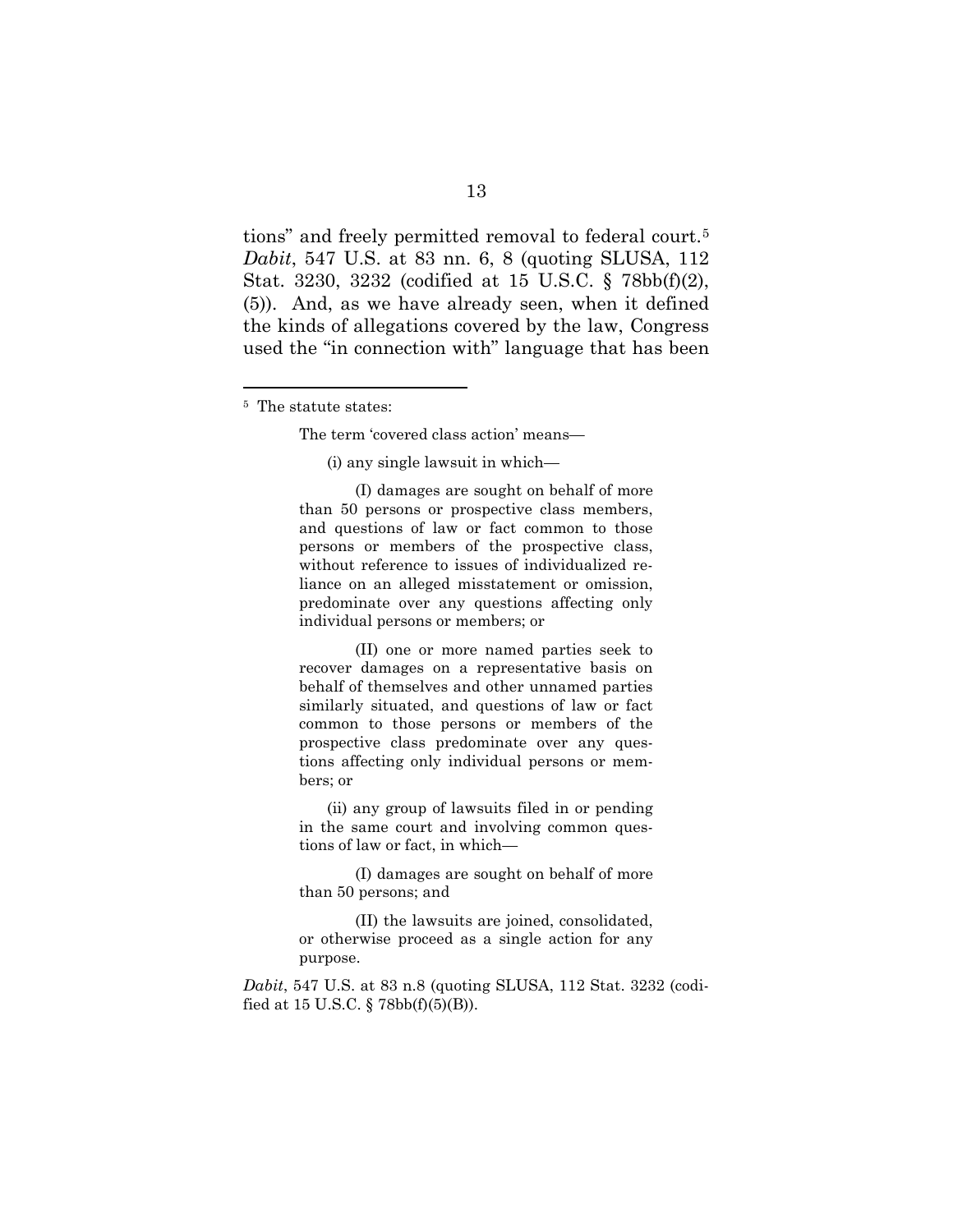tions" and freely permitted removal to federal court.[5] *Dabit*, 547 U.S. at 83 nn. 6, 8 (quoting SLUSA, 112 Stat. 3230, 3232 (codified at 15 U.S.C. § 78bb(f)(2), (5)). And, as we have already seen, when it defined the kinds of allegations covered by the law, Congress used the "in connection with" language that has been

---

[5] The statute states:

> The term 'covered class action' means—
>
> (i) any single lawsuit in which—
>
> (I) damages are sought on behalf of more than 50 persons or prospective class members, and questions of law or fact common to those persons or members of the prospective class, without reference to issues of individualized reliance on an alleged misstatement or omission, predominate over any questions affecting only individual persons or members; or
>
> (II) one or more named parties seek to recover damages on a representative basis on behalf of themselves and other unnamed parties similarly situated, and questions of law or fact common to those persons or members of the prospective class predominate over any questions affecting only individual persons or members; or
>
> (ii) any group of lawsuits filed in or pending in the same court and involving common questions of law or fact, in which—
>
> (I) damages are sought on behalf of more than 50 persons; and
>
> (II) the lawsuits are joined, consolidated, or otherwise proceed as a single action for any purpose.

*Dabit*, 547 U.S. at 83 n.8 (quoting SLUSA, 112 Stat. 3232 (codified at 15 U.S.C. § 78bb(f)(5)(B)).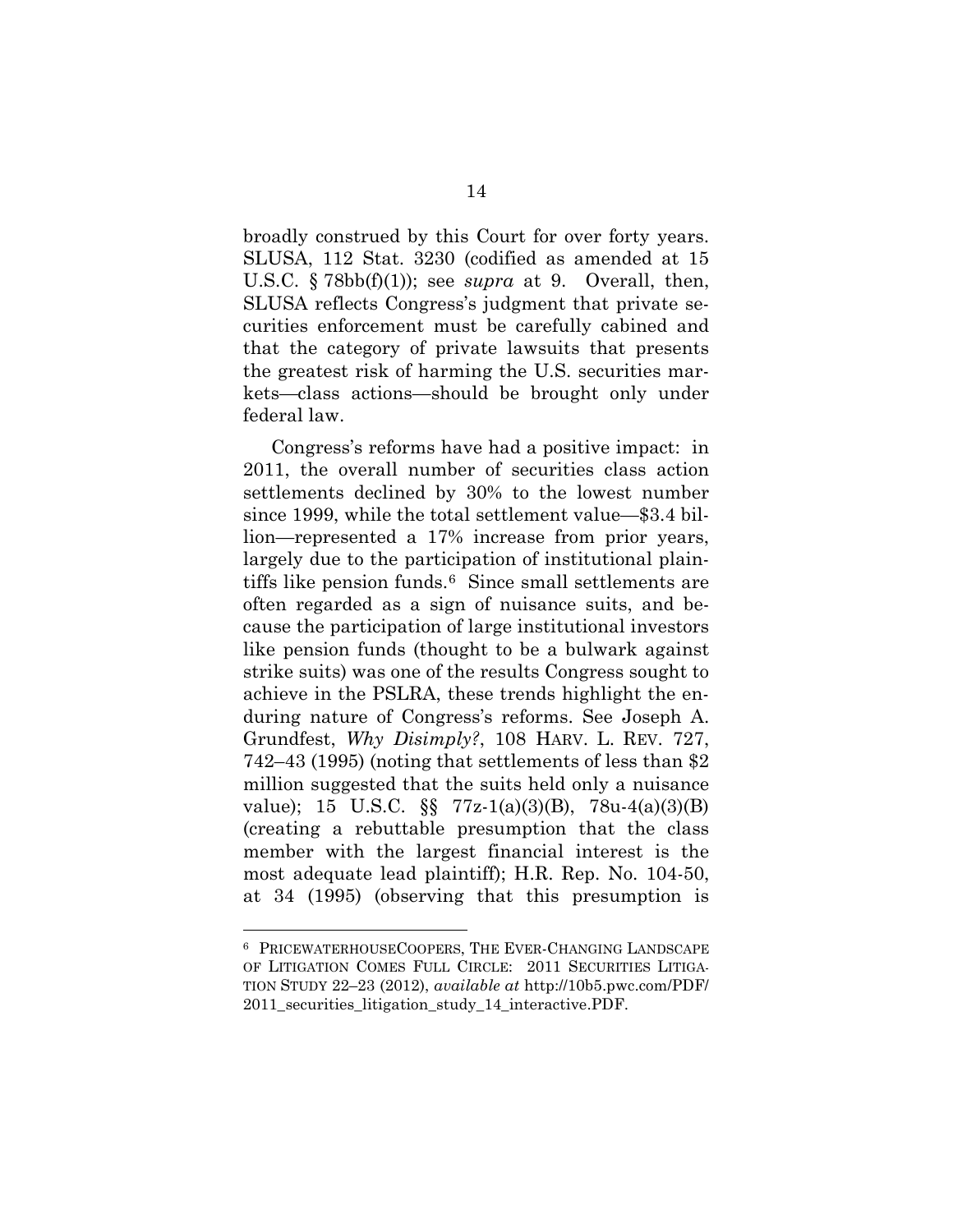broadly construed by this Court for over forty years. SLUSA, 112 Stat. 3230 (codified as amended at 15 U.S.C. § 78bb(f)(1)); see *supra* at 9. Overall, then, SLUSA reflects Congress's judgment that private securities enforcement must be carefully cabined and that the category of private lawsuits that presents the greatest risk of harming the U.S. securities markets—class actions—should be brought only under federal law.

Congress's reforms have had a positive impact: in 2011, the overall number of securities class action settlements declined by 30% to the lowest number since 1999, while the total settlement value—$3.4 billion—represented a 17% increase from prior years, largely due to the participation of institutional plaintiffs like pension funds.[6] Since small settlements are often regarded as a sign of nuisance suits, and because the participation of large institutional investors like pension funds (thought to be a bulwark against strike suits) was one of the results Congress sought to achieve in the PSLRA, these trends highlight the enduring nature of Congress's reforms. See Joseph A. Grundfest, *Why Disimply?*, 108 HARV. L. REV. 727, 742–43 (1995) (noting that settlements of less than $2 million suggested that the suits held only a nuisance value); 15 U.S.C. §§ 77z-1(a)(3)(B), 78u-4(a)(3)(B) (creating a rebuttable presumption that the class member with the largest financial interest is the most adequate lead plaintiff); H.R. Rep. No. 104-50, at 34 (1995) (observing that this presumption is

---

[6] PRICEWATERHOUSECOOPERS, THE EVER-CHANGING LANDSCAPE OF LITIGATION COMES FULL CIRCLE: 2011 SECURITIES LITIGATION STUDY 22–23 (2012), *available at* http://10b5.pwc.com/PDF/2011_securities_litigation_study_14_interactive.PDF.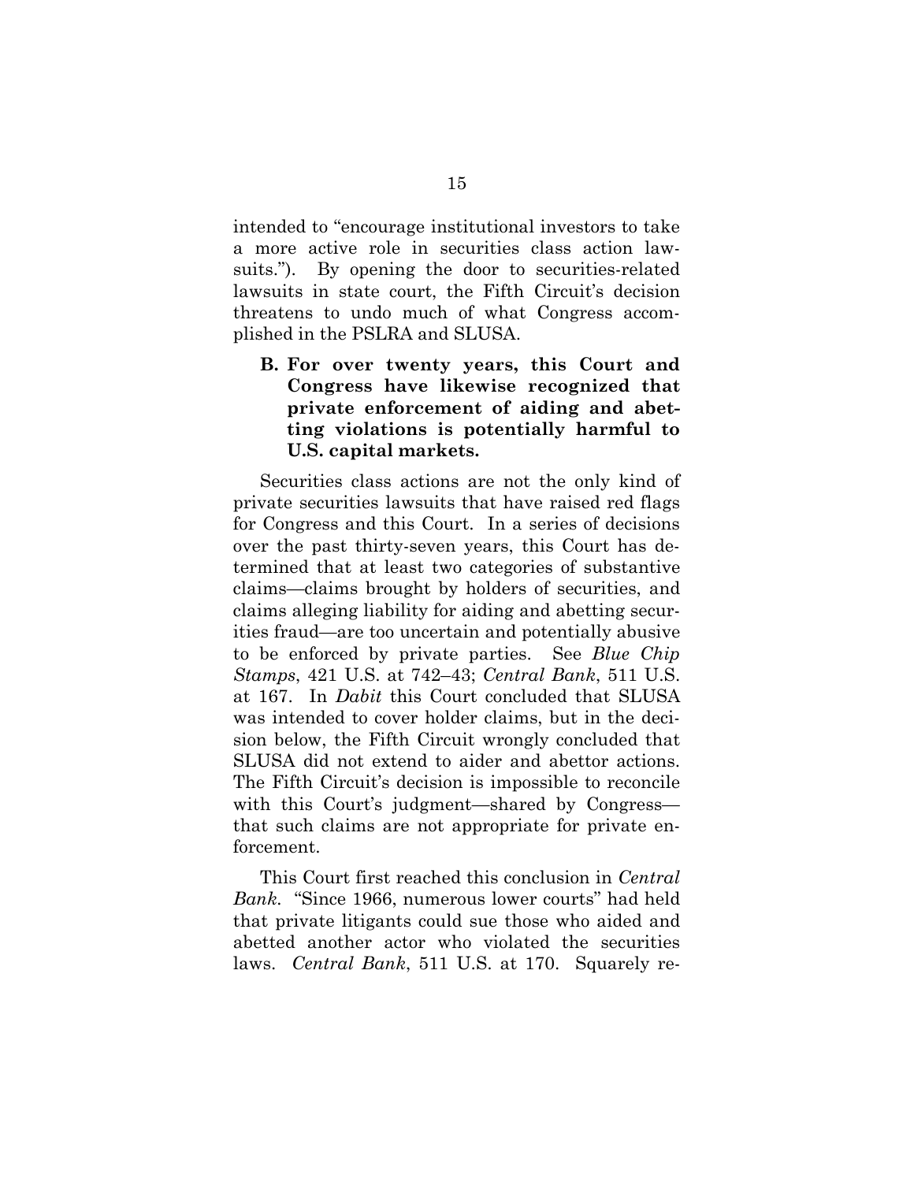intended to "encourage institutional investors to take a more active role in securities class action lawsuits."). By opening the door to securities-related lawsuits in state court, the Fifth Circuit's decision threatens to undo much of what Congress accomplished in the PSLRA and SLUSA.

### B. For over twenty years, this Court and Congress have likewise recognized that private enforcement of aiding and abetting violations is potentially harmful to U.S. capital markets.

Securities class actions are not the only kind of private securities lawsuits that have raised red flags for Congress and this Court. In a series of decisions over the past thirty-seven years, this Court has determined that at least two categories of substantive claims—claims brought by holders of securities, and claims alleging liability for aiding and abetting securities fraud—are too uncertain and potentially abusive to be enforced by private parties. See *Blue Chip Stamps*, 421 U.S. at 742–43; *Central Bank*, 511 U.S. at 167. In *Dabit* this Court concluded that SLUSA was intended to cover holder claims, but in the decision below, the Fifth Circuit wrongly concluded that SLUSA did not extend to aider and abettor actions. The Fifth Circuit's decision is impossible to reconcile with this Court's judgment—shared by Congress—that such claims are not appropriate for private enforcement.

This Court first reached this conclusion in *Central Bank.* "Since 1966, numerous lower courts" had held that private litigants could sue those who aided and abetted another actor who violated the securities laws. *Central Bank*, 511 U.S. at 170. Squarely re-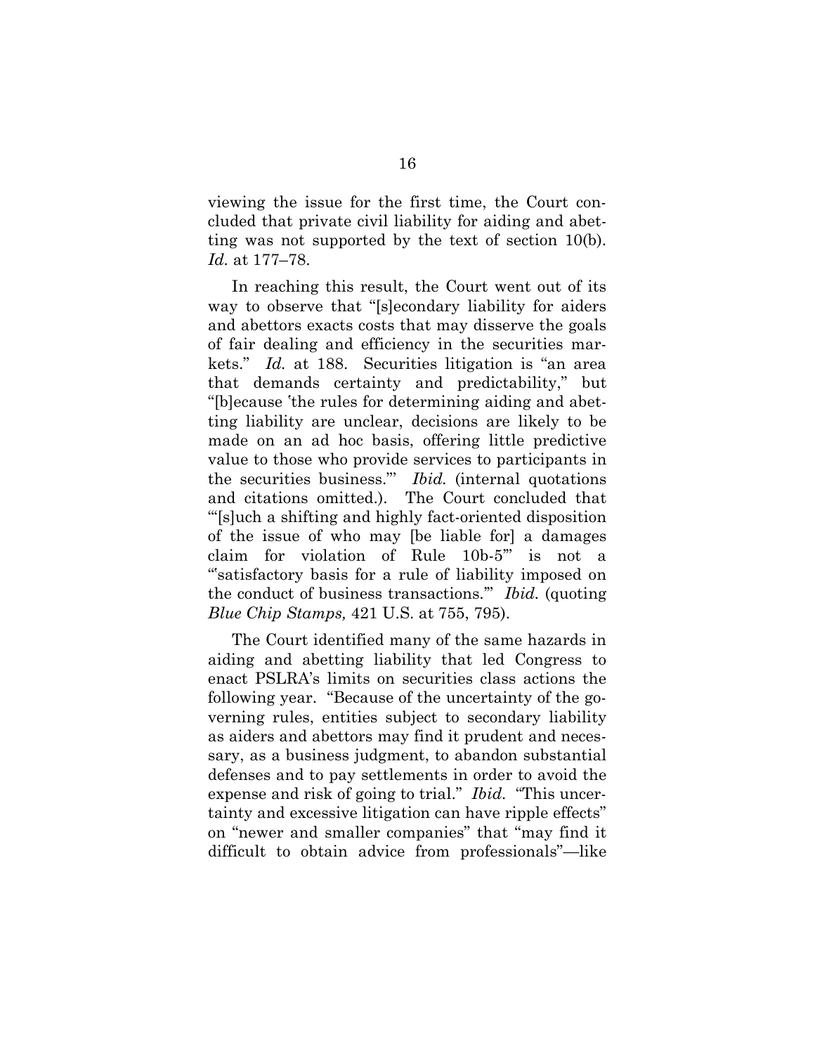viewing the issue for the first time, the Court concluded that private civil liability for aiding and abetting was not supported by the text of section 10(b). *Id.* at 177–78.

In reaching this result, the Court went out of its way to observe that "[s]econdary liability for aiders and abettors exacts costs that may disserve the goals of fair dealing and efficiency in the securities markets." *Id.* at 188. Securities litigation is "an area that demands certainty and predictability," but "[b]ecause 'the rules for determining aiding and abetting liability are unclear, decisions are likely to be made on an ad hoc basis, offering little predictive value to those who provide services to participants in the securities business.'" *Ibid.* (internal quotations and citations omitted.). The Court concluded that "'[s]uch a shifting and highly fact-oriented disposition of the issue of who may [be liable for] a damages claim for violation of Rule 10b-5'" is not a "'satisfactory basis for a rule of liability imposed on the conduct of business transactions.'" *Ibid.* (quoting *Blue Chip Stamps,* 421 U.S. at 755, 795).

The Court identified many of the same hazards in aiding and abetting liability that led Congress to enact PSLRA's limits on securities class actions the following year. "Because of the uncertainty of the governing rules, entities subject to secondary liability as aiders and abettors may find it prudent and necessary, as a business judgment, to abandon substantial defenses and to pay settlements in order to avoid the expense and risk of going to trial." *Ibid.* "This uncertainty and excessive litigation can have ripple effects" on "newer and smaller companies" that "may find it difficult to obtain advice from professionals"—like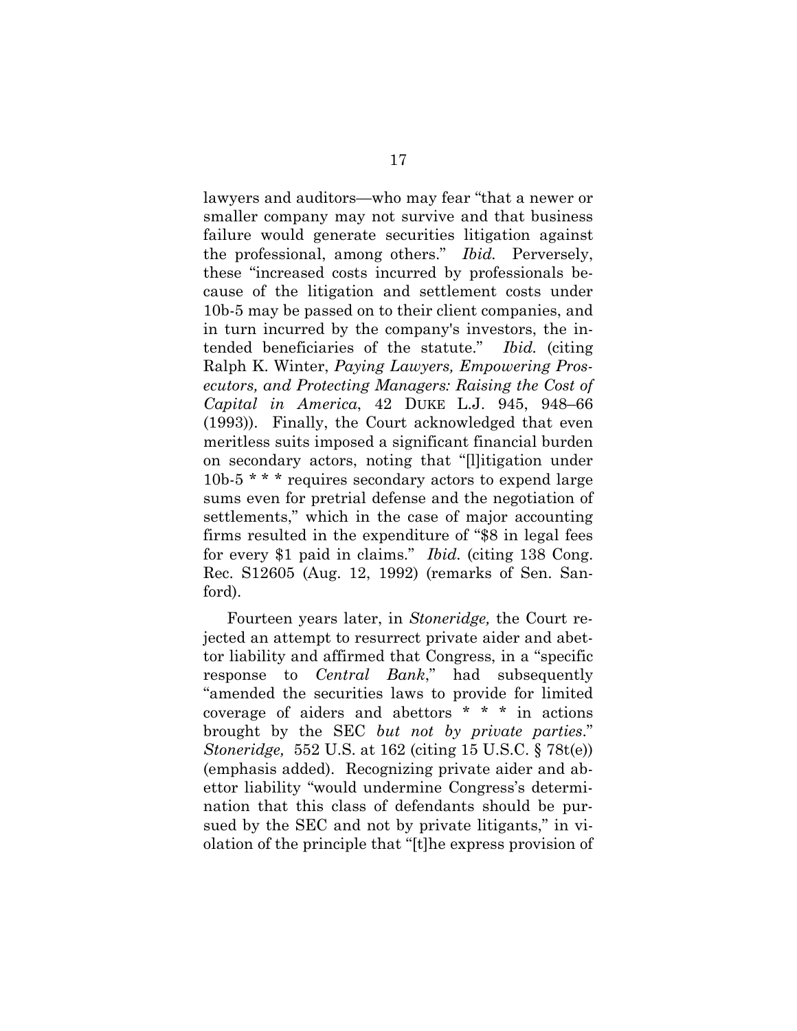lawyers and auditors—who may fear "that a newer or smaller company may not survive and that business failure would generate securities litigation against the professional, among others." *Ibid.* Perversely, these "increased costs incurred by professionals because of the litigation and settlement costs under 10b-5 may be passed on to their client companies, and in turn incurred by the company's investors, the intended beneficiaries of the statute." *Ibid.* (citing Ralph K. Winter, *Paying Lawyers, Empowering Prosecutors, and Protecting Managers: Raising the Cost of Capital in America*, 42 DUKE L.J. 945, 948–66 (1993)). Finally, the Court acknowledged that even meritless suits imposed a significant financial burden on secondary actors, noting that "[l]itigation under 10b-5 * * * requires secondary actors to expend large sums even for pretrial defense and the negotiation of settlements," which in the case of major accounting firms resulted in the expenditure of "$8 in legal fees for every $1 paid in claims." *Ibid.* (citing 138 Cong. Rec. S12605 (Aug. 12, 1992) (remarks of Sen. Sanford).

Fourteen years later, in *Stoneridge,* the Court rejected an attempt to resurrect private aider and abettor liability and affirmed that Congress, in a "specific response to *Central Bank*," had subsequently "amended the securities laws to provide for limited coverage of aiders and abettors * * * in actions brought by the SEC *but not by private parties*." *Stoneridge,* 552 U.S. at 162 (citing 15 U.S.C. § 78t(e)) (emphasis added). Recognizing private aider and abettor liability "would undermine Congress's determination that this class of defendants should be pursued by the SEC and not by private litigants," in violation of the principle that "[t]he express provision of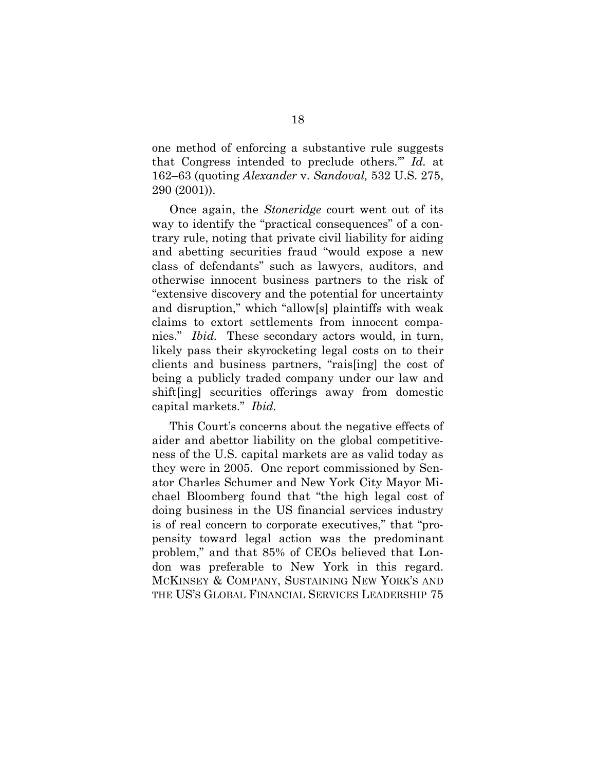one method of enforcing a substantive rule suggests that Congress intended to preclude others.'" *Id.* at 162–63 (quoting *Alexander* v. *Sandoval,* 532 U.S. 275, 290 (2001)).

Once again, the *Stoneridge* court went out of its way to identify the "practical consequences" of a contrary rule, noting that private civil liability for aiding and abetting securities fraud "would expose a new class of defendants" such as lawyers, auditors, and otherwise innocent business partners to the risk of "extensive discovery and the potential for uncertainty and disruption," which "allow[s] plaintiffs with weak claims to extort settlements from innocent companies." *Ibid.* These secondary actors would, in turn, likely pass their skyrocketing legal costs on to their clients and business partners, "rais[ing] the cost of being a publicly traded company under our law and shift[ing] securities offerings away from domestic capital markets." *Ibid.*

This Court's concerns about the negative effects of aider and abettor liability on the global competitiveness of the U.S. capital markets are as valid today as they were in 2005. One report commissioned by Senator Charles Schumer and New York City Mayor Michael Bloomberg found that "the high legal cost of doing business in the US financial services industry is of real concern to corporate executives," that "propensity toward legal action was the predominant problem," and that 85% of CEOs believed that London was preferable to New York in this regard. MCKINSEY & COMPANY, SUSTAINING NEW YORK'S AND THE US'S GLOBAL FINANCIAL SERVICES LEADERSHIP 75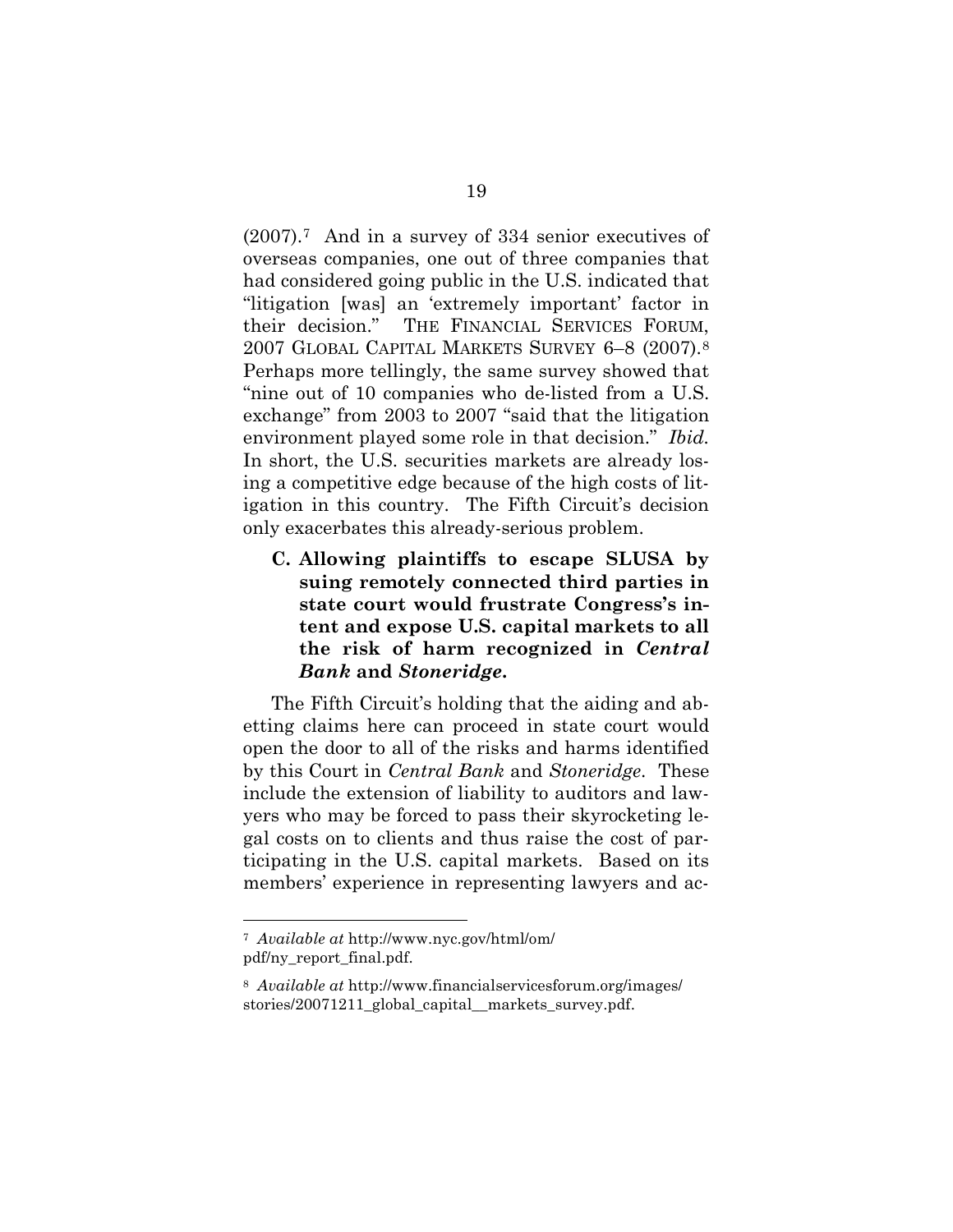(2007).[7] And in a survey of 334 senior executives of overseas companies, one out of three companies that had considered going public in the U.S. indicated that "litigation [was] an 'extremely important' factor in their decision." THE FINANCIAL SERVICES FORUM, 2007 GLOBAL CAPITAL MARKETS SURVEY 6–8 (2007).[8] Perhaps more tellingly, the same survey showed that "nine out of 10 companies who de-listed from a U.S. exchange" from 2003 to 2007 "said that the litigation environment played some role in that decision." *Ibid.* In short, the U.S. securities markets are already losing a competitive edge because of the high costs of litigation in this country. The Fifth Circuit's decision only exacerbates this already-serious problem.

### C. Allowing plaintiffs to escape SLUSA by suing remotely connected third parties in state court would frustrate Congress's intent and expose U.S. capital markets to all the risk of harm recognized in *Central Bank* and *Stoneridge*.

The Fifth Circuit's holding that the aiding and abetting claims here can proceed in state court would open the door to all of the risks and harms identified by this Court in *Central Bank* and *Stoneridge*. These include the extension of liability to auditors and lawyers who may be forced to pass their skyrocketing legal costs on to clients and thus raise the cost of participating in the U.S. capital markets. Based on its members' experience in representing lawyers and ac-

---

[7] *Available at* http://www.nyc.gov/html/om/pdf/ny_report_final.pdf.

[8] *Available at* http://www.financialservicesforum.org/images/stories/20071211_global_capital__markets_survey.pdf.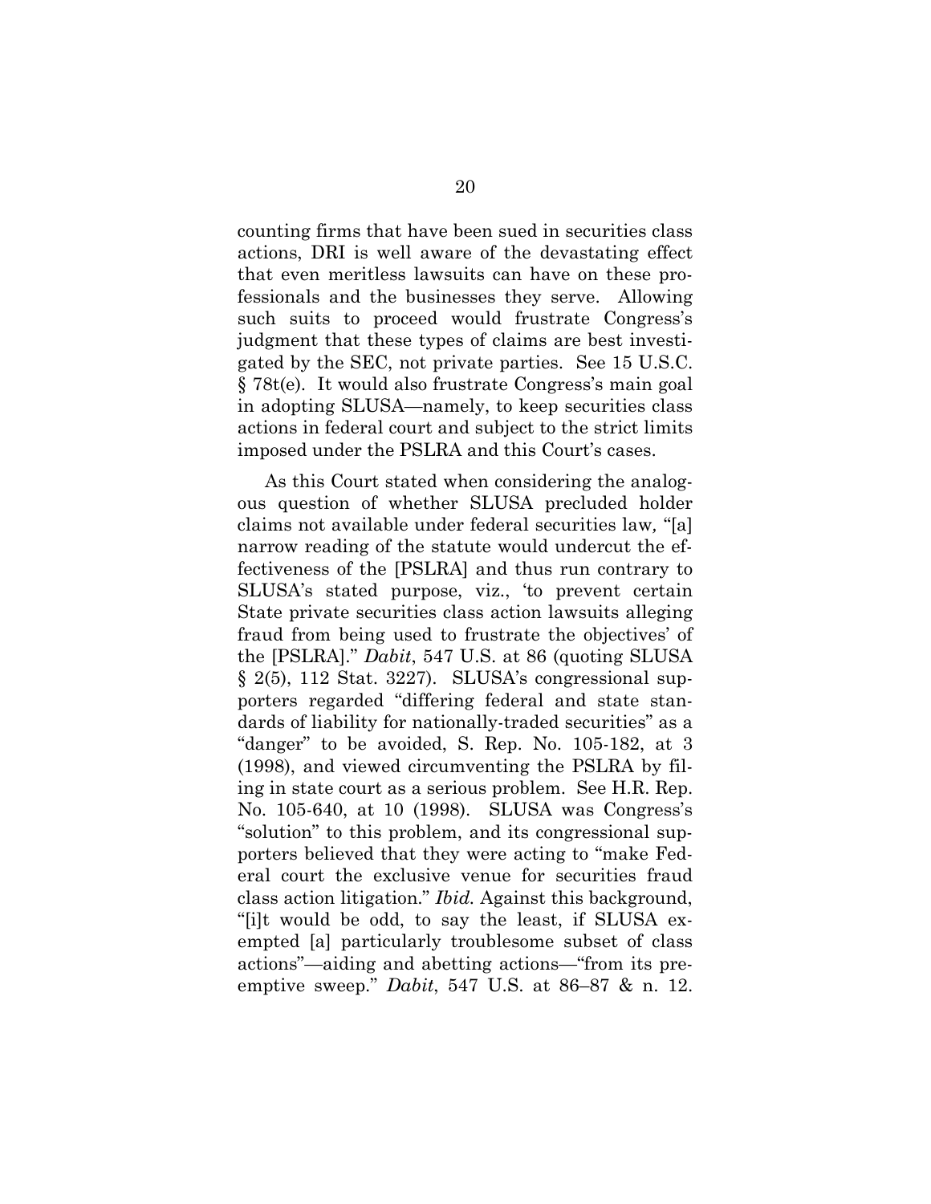counting firms that have been sued in securities class actions, DRI is well aware of the devastating effect that even meritless lawsuits can have on these professionals and the businesses they serve. Allowing such suits to proceed would frustrate Congress's judgment that these types of claims are best investigated by the SEC, not private parties. See 15 U.S.C. § 78t(e). It would also frustrate Congress's main goal in adopting SLUSA—namely, to keep securities class actions in federal court and subject to the strict limits imposed under the PSLRA and this Court's cases.

As this Court stated when considering the analogous question of whether SLUSA precluded holder claims not available under federal securities law, "[a] narrow reading of the statute would undercut the effectiveness of the [PSLRA] and thus run contrary to SLUSA's stated purpose, viz., 'to prevent certain State private securities class action lawsuits alleging fraud from being used to frustrate the objectives' of the [PSLRA]." *Dabit*, 547 U.S. at 86 (quoting SLUSA § 2(5), 112 Stat. 3227). SLUSA's congressional supporters regarded "differing federal and state standards of liability for nationally-traded securities" as a "danger" to be avoided, S. Rep. No. 105-182, at 3 (1998), and viewed circumventing the PSLRA by filing in state court as a serious problem. See H.R. Rep. No. 105-640, at 10 (1998). SLUSA was Congress's "solution" to this problem, and its congressional supporters believed that they were acting to "make Federal court the exclusive venue for securities fraud class action litigation." *Ibid.* Against this background, "[i]t would be odd, to say the least, if SLUSA exempted [a] particularly troublesome subset of class actions"—aiding and abetting actions—"from its preemptive sweep." *Dabit*, 547 U.S. at 86–87 & n. 12.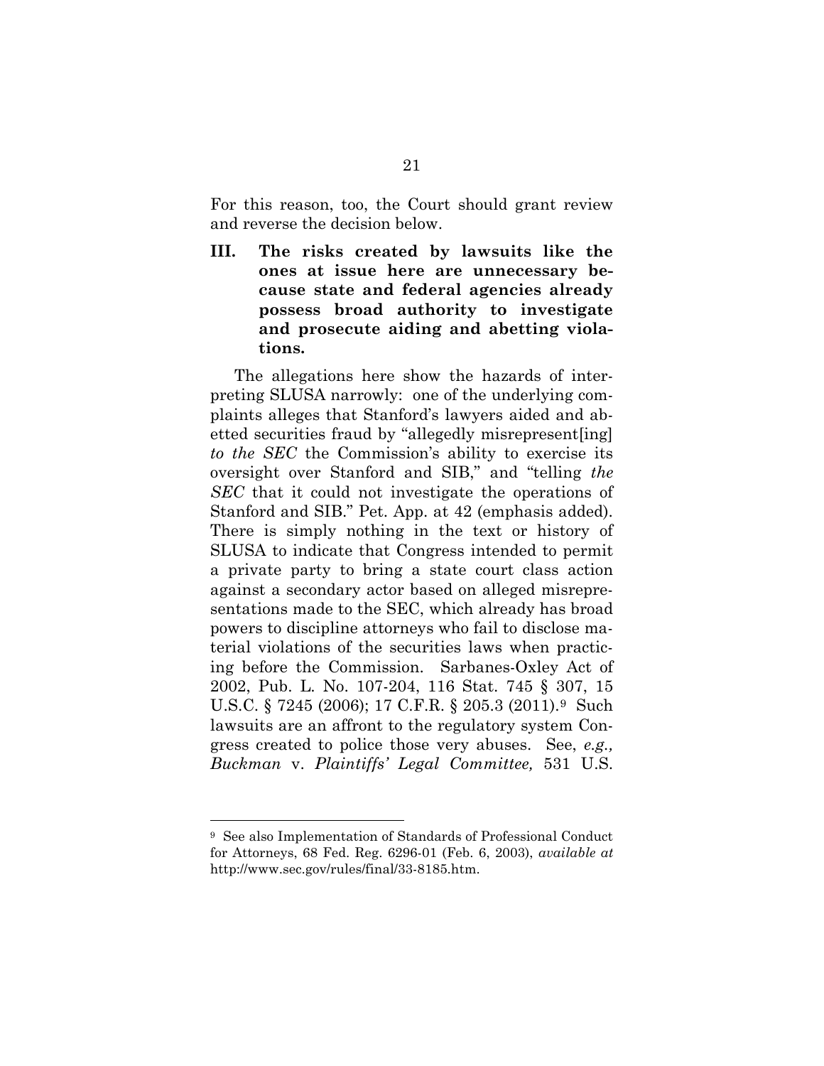For this reason, too, the Court should grant review and reverse the decision below.

### III. The risks created by lawsuits like the ones at issue here are unnecessary because state and federal agencies already possess broad authority to investigate and prosecute aiding and abetting violations.

The allegations here show the hazards of interpreting SLUSA narrowly: one of the underlying complaints alleges that Stanford's lawyers aided and abetted securities fraud by "allegedly misrepresent[ing] *to the SEC* the Commission's ability to exercise its oversight over Stanford and SIB," and "telling *the SEC* that it could not investigate the operations of Stanford and SIB." Pet. App. at 42 (emphasis added). There is simply nothing in the text or history of SLUSA to indicate that Congress intended to permit a private party to bring a state court class action against a secondary actor based on alleged misrepresentations made to the SEC, which already has broad powers to discipline attorneys who fail to disclose material violations of the securities laws when practicing before the Commission. Sarbanes-Oxley Act of 2002, Pub. L. No. 107-204, 116 Stat. 745 § 307, 15 U.S.C. § 7245 (2006); 17 C.F.R. § 205.3 (2011).[9] Such lawsuits are an affront to the regulatory system Congress created to police those very abuses. See, *e.g., Buckman* v. *Plaintiffs' Legal Committee,* 531 U.S.

[9] See also Implementation of Standards of Professional Conduct for Attorneys, 68 Fed. Reg. 6296-01 (Feb. 6, 2003), *available at* http://www.sec.gov/rules/final/33-8185.htm.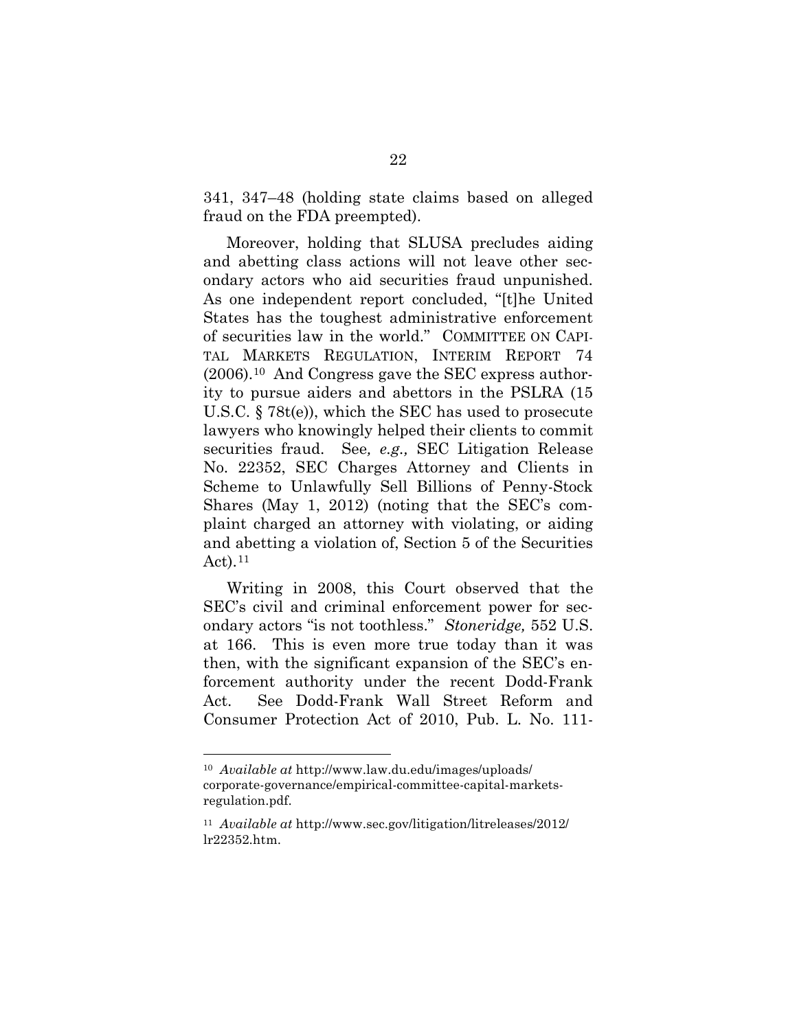341, 347–48 (holding state claims based on alleged fraud on the FDA preempted).

Moreover, holding that SLUSA precludes aiding and abetting class actions will not leave other secondary actors who aid securities fraud unpunished. As one independent report concluded, "[t]he United States has the toughest administrative enforcement of securities law in the world." COMMITTEE ON CAPITAL MARKETS REGULATION, INTERIM REPORT 74 (2006).[10] And Congress gave the SEC express authority to pursue aiders and abettors in the PSLRA (15 U.S.C. § 78t(e)), which the SEC has used to prosecute lawyers who knowingly helped their clients to commit securities fraud. See*, e.g.,* SEC Litigation Release No. 22352, SEC Charges Attorney and Clients in Scheme to Unlawfully Sell Billions of Penny-Stock Shares (May 1, 2012) (noting that the SEC's complaint charged an attorney with violating, or aiding and abetting a violation of, Section 5 of the Securities Act).[11]

Writing in 2008, this Court observed that the SEC's civil and criminal enforcement power for secondary actors "is not toothless." *Stoneridge,* 552 U.S. at 166. This is even more true today than it was then, with the significant expansion of the SEC's enforcement authority under the recent Dodd-Frank Act. See Dodd-Frank Wall Street Reform and Consumer Protection Act of 2010, Pub. L. No. 111-

---

[10] *Available at* http://www.law.du.edu/images/uploads/corporate-governance/empirical-committee-capital-markets-regulation.pdf.

[11] *Available at* http://www.sec.gov/litigation/litreleases/2012/lr22352.htm.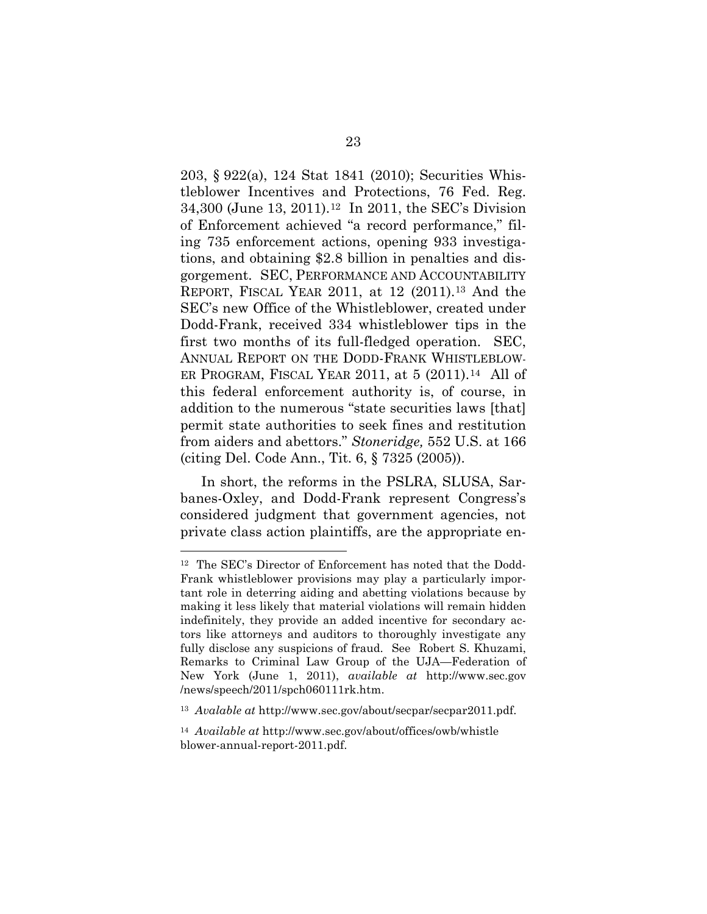203, § 922(a), 124 Stat 1841 (2010); Securities Whistleblower Incentives and Protections, 76 Fed. Reg. 34,300 (June 13, 2011).[12] In 2011, the SEC's Division of Enforcement achieved "a record performance," filing 735 enforcement actions, opening 933 investigations, and obtaining $2.8 billion in penalties and disgorgement. SEC, PERFORMANCE AND ACCOUNTABILITY REPORT, FISCAL YEAR 2011, at 12 (2011).[13] And the SEC's new Office of the Whistleblower, created under Dodd-Frank, received 334 whistleblower tips in the first two months of its full-fledged operation. SEC, ANNUAL REPORT ON THE DODD-FRANK WHISTLEBLOWER PROGRAM, FISCAL YEAR 2011, at 5 (2011).[14] All of this federal enforcement authority is, of course, in addition to the numerous "state securities laws [that] permit state authorities to seek fines and restitution from aiders and abettors." *Stoneridge,* 552 U.S. at 166 (citing Del. Code Ann., Tit. 6, § 7325 (2005)).

In short, the reforms in the PSLRA, SLUSA, Sarbanes-Oxley, and Dodd-Frank represent Congress's considered judgment that government agencies, not private class action plaintiffs, are the appropriate en-

---

[12] The SEC's Director of Enforcement has noted that the Dodd-Frank whistleblower provisions may play a particularly important role in deterring aiding and abetting violations because by making it less likely that material violations will remain hidden indefinitely, they provide an added incentive for secondary actors like attorneys and auditors to thoroughly investigate any fully disclose any suspicions of fraud. See Robert S. Khuzami, Remarks to Criminal Law Group of the UJA—Federation of New York (June 1, 2011), *available at* http://www.sec.gov/news/speech/2011/spch060111rk.htm.

[13] *Avalable at* http://www.sec.gov/about/secpar/secpar2011.pdf.

[14] *Available at* http://www.sec.gov/about/offices/owb/whistleblower-annual-report-2011.pdf.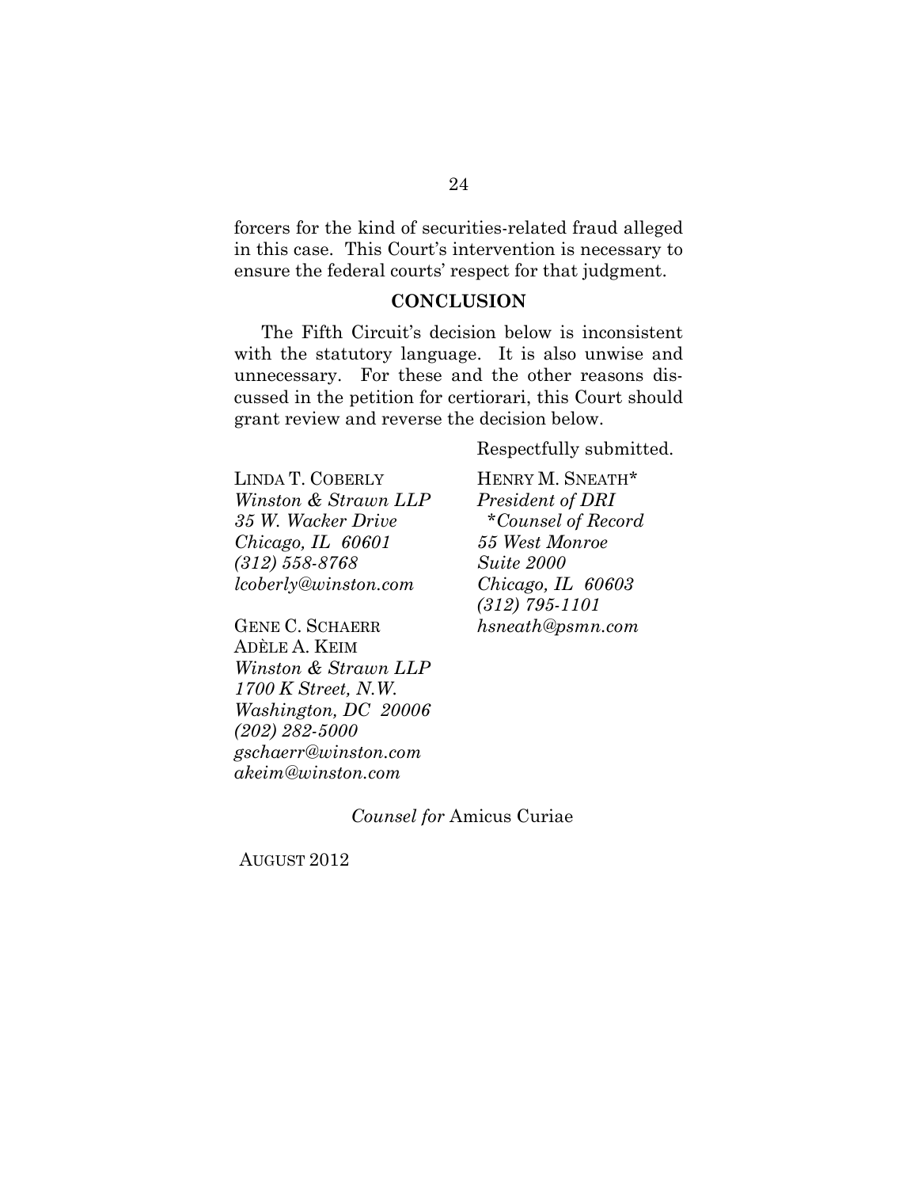forcers for the kind of securities-related fraud alleged in this case. This Court's intervention is necessary to ensure the federal courts' respect for that judgment.

## CONCLUSION

The Fifth Circuit's decision below is inconsistent with the statutory language. It is also unwise and unnecessary. For these and the other reasons discussed in the petition for certiorari, this Court should grant review and reverse the decision below.

Respectfully submitted.

LINDA T. COBERLY
*Winston & Strawn LLP*
*35 W. Wacker Drive*
*Chicago, IL 60601*
*(312) 558-8768*
*lcoberly@winston.com*

GENE C. SCHAERR
ADÈLE A. KEIM
*Winston & Strawn LLP*
*1700 K Street, N.W.*
*Washington, DC 20006*
*(202) 282-5000*
*gschaerr@winston.com*
*akeim@winston.com*

HENRY M. SNEATH*
*President of DRI*
*\*Counsel of Record*
*55 West Monroe*
*Suite 2000*
*Chicago, IL 60603*
*(312) 795-1101*
*hsneath@psmn.com*

*Counsel for* Amicus Curiae

AUGUST 2012